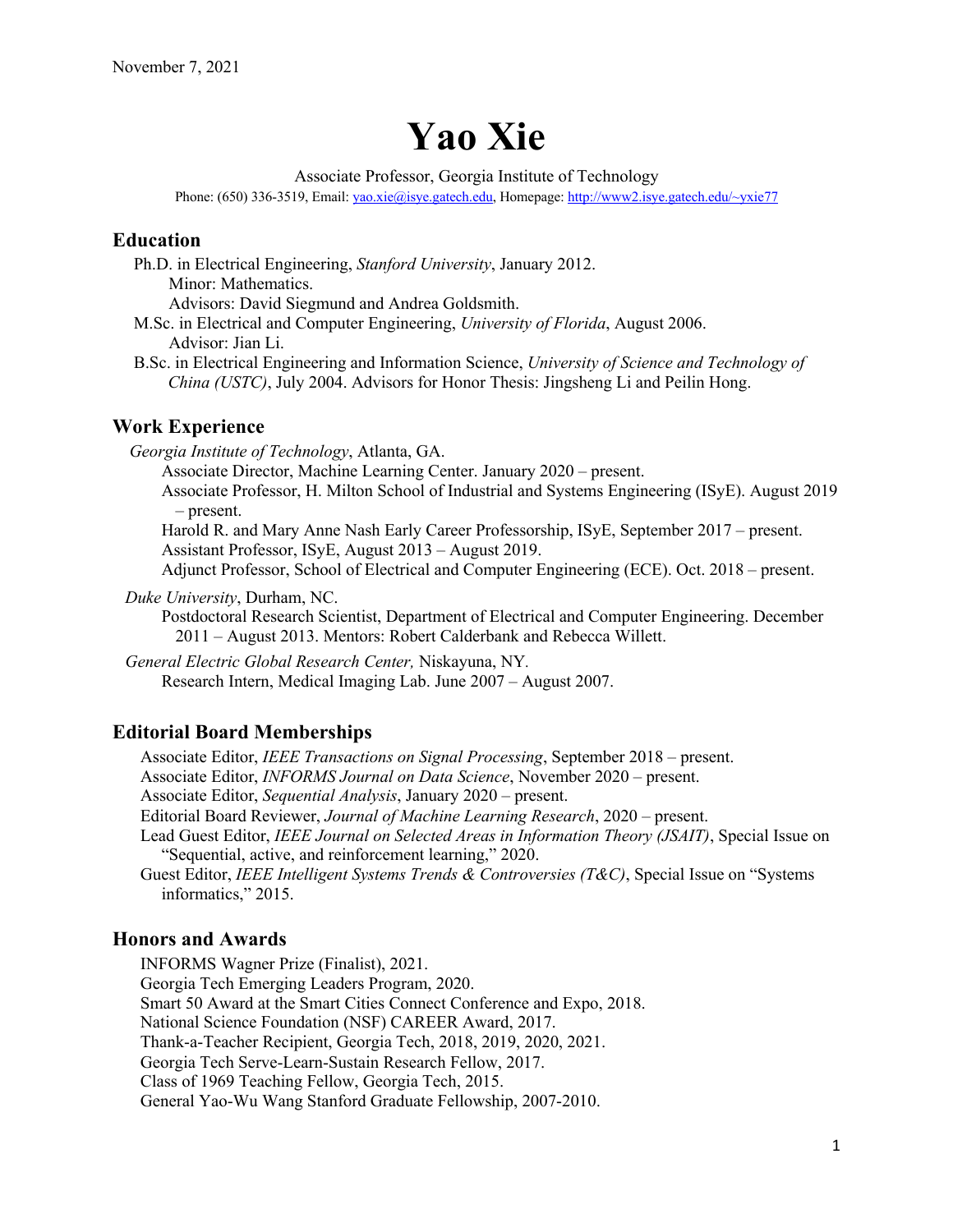November 7, 2021

# Yao Xie

Associate Professor, Georgia Institute of Technology

Phone: (650) 336-3519, Email: yao.xie@isye.gatech.edu, Homepage: http://www2.isye.gatech.edu/~yxie77

## Education

Ph.D. in Electrical Engineering, *Stanford University*, January 2012.
Minor: Mathematics.
Advisors: David Siegmund and Andrea Goldsmith.

M.Sc. in Electrical and Computer Engineering, *University of Florida*, August 2006.
Advisor: Jian Li.

B.Sc. in Electrical Engineering and Information Science, *University of Science and Technology of China (USTC)*, July 2004. Advisors for Honor Thesis: Jingsheng Li and Peilin Hong.

## Work Experience

*Georgia Institute of Technology*, Atlanta, GA.
- Associate Director, Machine Learning Center. January 2020 – present.
- Associate Professor, H. Milton School of Industrial and Systems Engineering (ISyE). August 2019 – present.
- Harold R. and Mary Anne Nash Early Career Professorship, ISyE, September 2017 – present.
- Assistant Professor, ISyE, August 2013 – August 2019.
- Adjunct Professor, School of Electrical and Computer Engineering (ECE). Oct. 2018 – present.

*Duke University*, Durham, NC.
- Postdoctoral Research Scientist, Department of Electrical and Computer Engineering. December 2011 – August 2013. Mentors: Robert Calderbank and Rebecca Willett.

*General Electric Global Research Center,* Niskayuna, NY.
- Research Intern, Medical Imaging Lab. June 2007 – August 2007.

## Editorial Board Memberships

- Associate Editor, *IEEE Transactions on Signal Processing*, September 2018 – present.
- Associate Editor, *INFORMS Journal on Data Science*, November 2020 – present.
- Associate Editor, *Sequential Analysis*, January 2020 – present.
- Editorial Board Reviewer, *Journal of Machine Learning Research*, 2020 – present.
- Lead Guest Editor, *IEEE Journal on Selected Areas in Information Theory (JSAIT)*, Special Issue on "Sequential, active, and reinforcement learning," 2020.
- Guest Editor, *IEEE Intelligent Systems Trends & Controversies (T&C)*, Special Issue on "Systems informatics," 2015.

## Honors and Awards

- INFORMS Wagner Prize (Finalist), 2021.
- Georgia Tech Emerging Leaders Program, 2020.
- Smart 50 Award at the Smart Cities Connect Conference and Expo, 2018.
- National Science Foundation (NSF) CAREER Award, 2017.
- Thank-a-Teacher Recipient, Georgia Tech, 2018, 2019, 2020, 2021.
- Georgia Tech Serve-Learn-Sustain Research Fellow, 2017.
- Class of 1969 Teaching Fellow, Georgia Tech, 2015.
- General Yao-Wu Wang Stanford Graduate Fellowship, 2007-2010.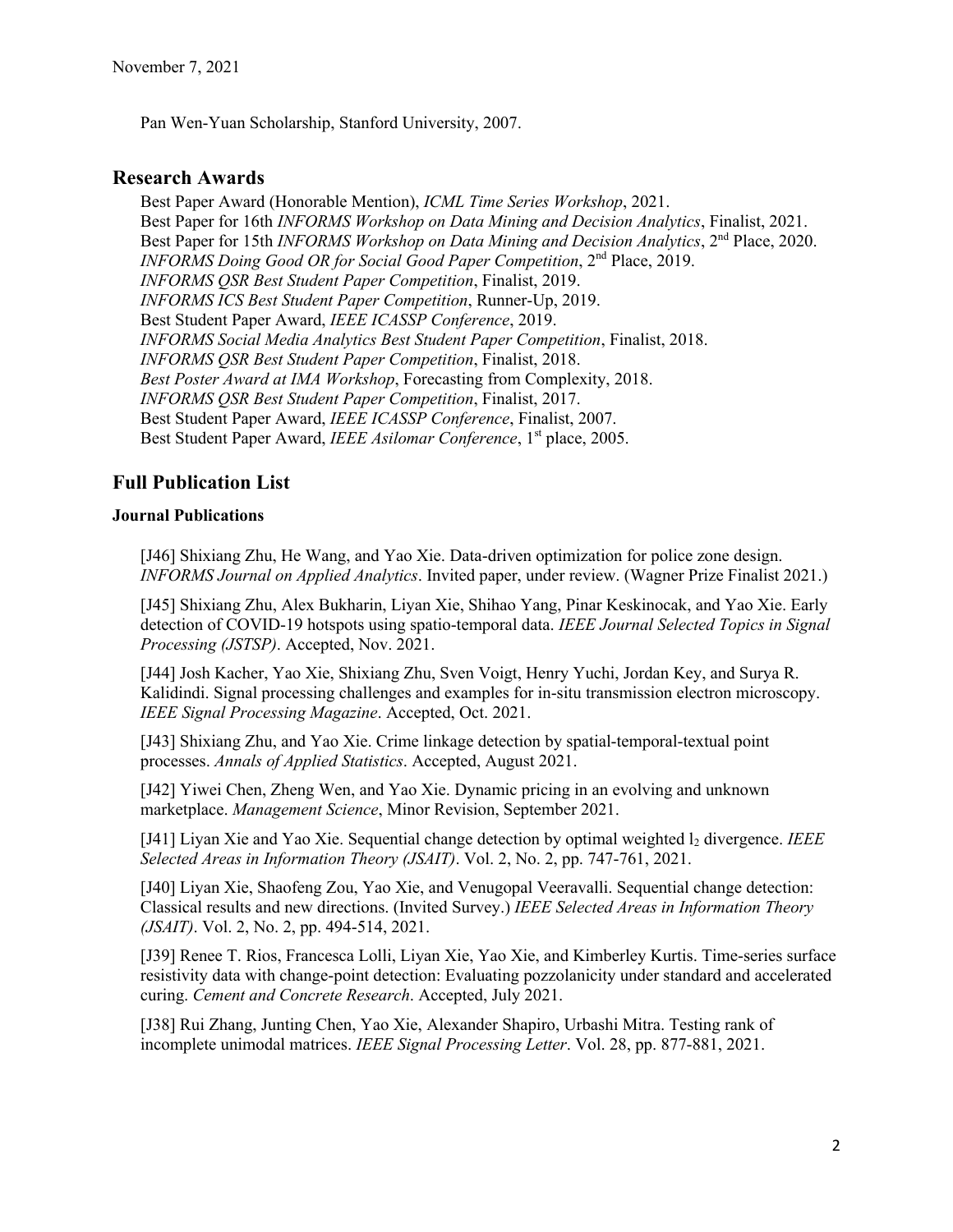Pan Wen-Yuan Scholarship, Stanford University, 2007.

## Research Awards

Best Paper Award (Honorable Mention), *ICML Time Series Workshop*, 2021.
Best Paper for 16th *INFORMS Workshop on Data Mining and Decision Analytics*, Finalist, 2021.
Best Paper for 15th *INFORMS Workshop on Data Mining and Decision Analytics*, 2nd Place, 2020.
*INFORMS Doing Good OR for Social Good Paper Competition*, 2nd Place, 2019.
*INFORMS QSR Best Student Paper Competition*, Finalist, 2019.
*INFORMS ICS Best Student Paper Competition*, Runner-Up, 2019.
Best Student Paper Award, *IEEE ICASSP Conference*, 2019.
*INFORMS Social Media Analytics Best Student Paper Competition*, Finalist, 2018.
*INFORMS QSR Best Student Paper Competition*, Finalist, 2018.
*Best Poster Award at IMA Workshop*, Forecasting from Complexity, 2018.
*INFORMS QSR Best Student Paper Competition*, Finalist, 2017.
Best Student Paper Award, *IEEE ICASSP Conference*, Finalist, 2007.
Best Student Paper Award, *IEEE Asilomar Conference*, 1st place, 2005.

## Full Publication List

### Journal Publications

[J46] Shixiang Zhu, He Wang, and Yao Xie. Data-driven optimization for police zone design. *INFORMS Journal on Applied Analytics*. Invited paper, under review. (Wagner Prize Finalist 2021.)

[J45] Shixiang Zhu, Alex Bukharin, Liyan Xie, Shihao Yang, Pinar Keskinocak, and Yao Xie. Early detection of COVID-19 hotspots using spatio-temporal data. *IEEE Journal Selected Topics in Signal Processing (JSTSP)*. Accepted, Nov. 2021.

[J44] Josh Kacher, Yao Xie, Shixiang Zhu, Sven Voigt, Henry Yuchi, Jordan Key, and Surya R. Kalidindi. Signal processing challenges and examples for in-situ transmission electron microscopy. *IEEE Signal Processing Magazine*. Accepted, Oct. 2021.

[J43] Shixiang Zhu, and Yao Xie. Crime linkage detection by spatial-temporal-textual point processes. *Annals of Applied Statistics*. Accepted, August 2021.

[J42] Yiwei Chen, Zheng Wen, and Yao Xie. Dynamic pricing in an evolving and unknown marketplace. *Management Science*, Minor Revision, September 2021.

[J41] Liyan Xie and Yao Xie. Sequential change detection by optimal weighted $l_2$ divergence. *IEEE Selected Areas in Information Theory (JSAIT)*. Vol. 2, No. 2, pp. 747-761, 2021.

[J40] Liyan Xie, Shaofeng Zou, Yao Xie, and Venugopal Veeravalli. Sequential change detection: Classical results and new directions. (Invited Survey.) *IEEE Selected Areas in Information Theory (JSAIT)*. Vol. 2, No. 2, pp. 494-514, 2021.

[J39] Renee T. Rios, Francesca Lolli, Liyan Xie, Yao Xie, and Kimberley Kurtis. Time-series surface resistivity data with change-point detection: Evaluating pozzolanicity under standard and accelerated curing. *Cement and Concrete Research*. Accepted, July 2021.

[J38] Rui Zhang, Junting Chen, Yao Xie, Alexander Shapiro, Urbashi Mitra. Testing rank of incomplete unimodal matrices. *IEEE Signal Processing Letter*. Vol. 28, pp. 877-881, 2021.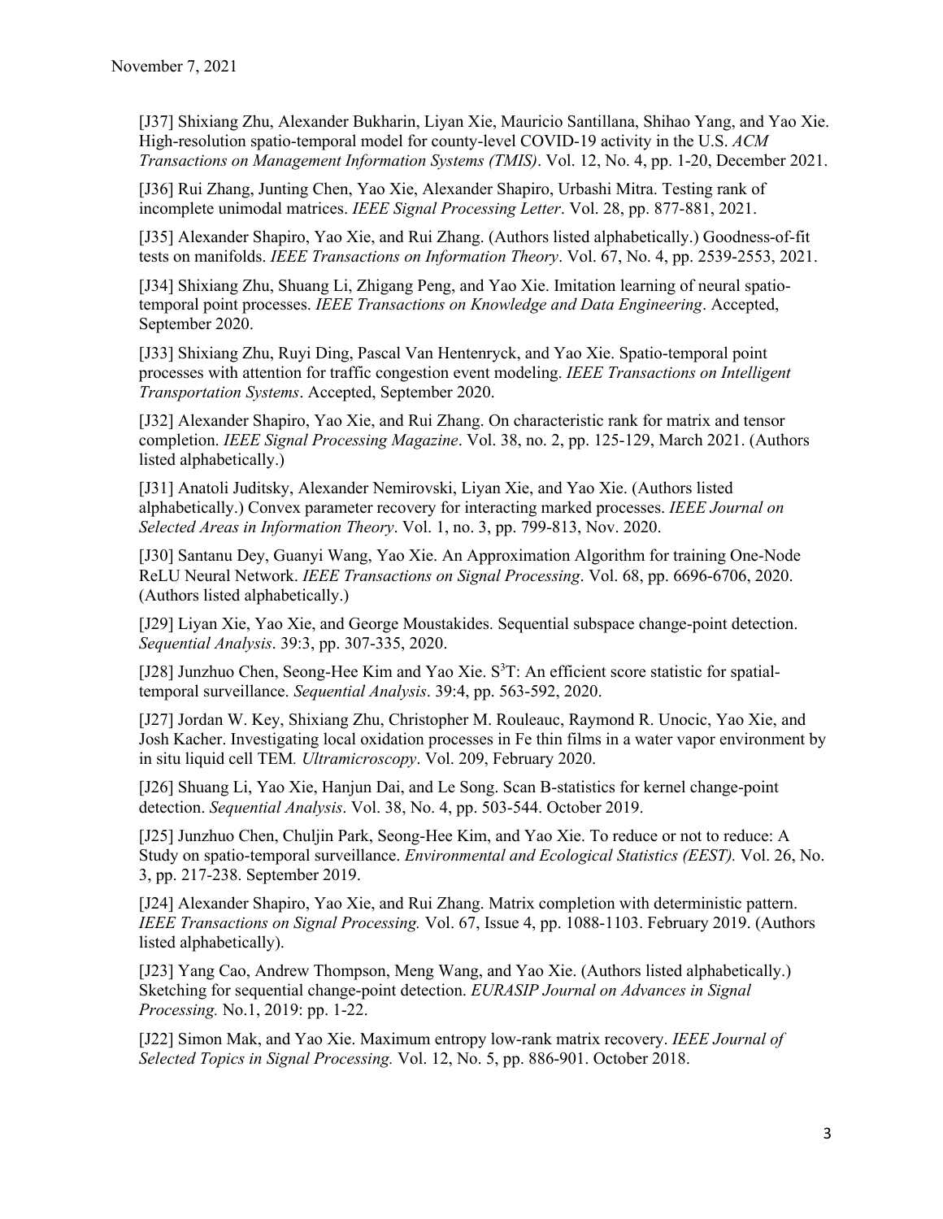[J37] Shixiang Zhu, Alexander Bukharin, Liyan Xie, Mauricio Santillana, Shihao Yang, and Yao Xie. High-resolution spatio-temporal model for county-level COVID-19 activity in the U.S. *ACM Transactions on Management Information Systems (TMIS)*. Vol. 12, No. 4, pp. 1-20, December 2021.

[J36] Rui Zhang, Junting Chen, Yao Xie, Alexander Shapiro, Urbashi Mitra. Testing rank of incomplete unimodal matrices. *IEEE Signal Processing Letter*. Vol. 28, pp. 877-881, 2021.

[J35] Alexander Shapiro, Yao Xie, and Rui Zhang. (Authors listed alphabetically.) Goodness-of-fit tests on manifolds. *IEEE Transactions on Information Theory*. Vol. 67, No. 4, pp. 2539-2553, 2021.

[J34] Shixiang Zhu, Shuang Li, Zhigang Peng, and Yao Xie. Imitation learning of neural spatio-temporal point processes. *IEEE Transactions on Knowledge and Data Engineering*. Accepted, September 2020.

[J33] Shixiang Zhu, Ruyi Ding, Pascal Van Hentenryck, and Yao Xie. Spatio-temporal point processes with attention for traffic congestion event modeling. *IEEE Transactions on Intelligent Transportation Systems*. Accepted, September 2020.

[J32] Alexander Shapiro, Yao Xie, and Rui Zhang. On characteristic rank for matrix and tensor completion. *IEEE Signal Processing Magazine*. Vol. 38, no. 2, pp. 125-129, March 2021. (Authors listed alphabetically.)

[J31] Anatoli Juditsky, Alexander Nemirovski, Liyan Xie, and Yao Xie. (Authors listed alphabetically.) Convex parameter recovery for interacting marked processes. *IEEE Journal on Selected Areas in Information Theory*. Vol. 1, no. 3, pp. 799-813, Nov. 2020.

[J30] Santanu Dey, Guanyi Wang, Yao Xie. An Approximation Algorithm for training One-Node ReLU Neural Network. *IEEE Transactions on Signal Processing*. Vol. 68, pp. 6696-6706, 2020. (Authors listed alphabetically.)

[J29] Liyan Xie, Yao Xie, and George Moustakides. Sequential subspace change-point detection. *Sequential Analysis*. 39:3, pp. 307-335, 2020.

[J28] Junzhuo Chen, Seong-Hee Kim and Yao Xie. $S^3T$: An efficient score statistic for spatial-temporal surveillance. *Sequential Analysis*. 39:4, pp. 563-592, 2020.

[J27] Jordan W. Key, Shixiang Zhu, Christopher M. Rouleauc, Raymond R. Unocic, Yao Xie, and Josh Kacher. Investigating local oxidation processes in Fe thin films in a water vapor environment by in situ liquid cell TEM*. Ultramicroscopy*. Vol. 209, February 2020.

[J26] Shuang Li, Yao Xie, Hanjun Dai, and Le Song. Scan B-statistics for kernel change-point detection. *Sequential Analysis*. Vol. 38, No. 4, pp. 503-544. October 2019.

[J25] Junzhuo Chen, Chuljin Park, Seong-Hee Kim, and Yao Xie. To reduce or not to reduce: A Study on spatio-temporal surveillance. *Environmental and Ecological Statistics (EEST).* Vol. 26, No. 3, pp. 217-238. September 2019.

[J24] Alexander Shapiro, Yao Xie, and Rui Zhang. Matrix completion with deterministic pattern. *IEEE Transactions on Signal Processing.* Vol. 67, Issue 4, pp. 1088-1103. February 2019. (Authors listed alphabetically).

[J23] Yang Cao, Andrew Thompson, Meng Wang, and Yao Xie. (Authors listed alphabetically.) Sketching for sequential change-point detection. *EURASIP Journal on Advances in Signal Processing.* No.1, 2019: pp. 1-22.

[J22] Simon Mak, and Yao Xie. Maximum entropy low-rank matrix recovery. *IEEE Journal of Selected Topics in Signal Processing.* Vol. 12, No. 5, pp. 886-901. October 2018.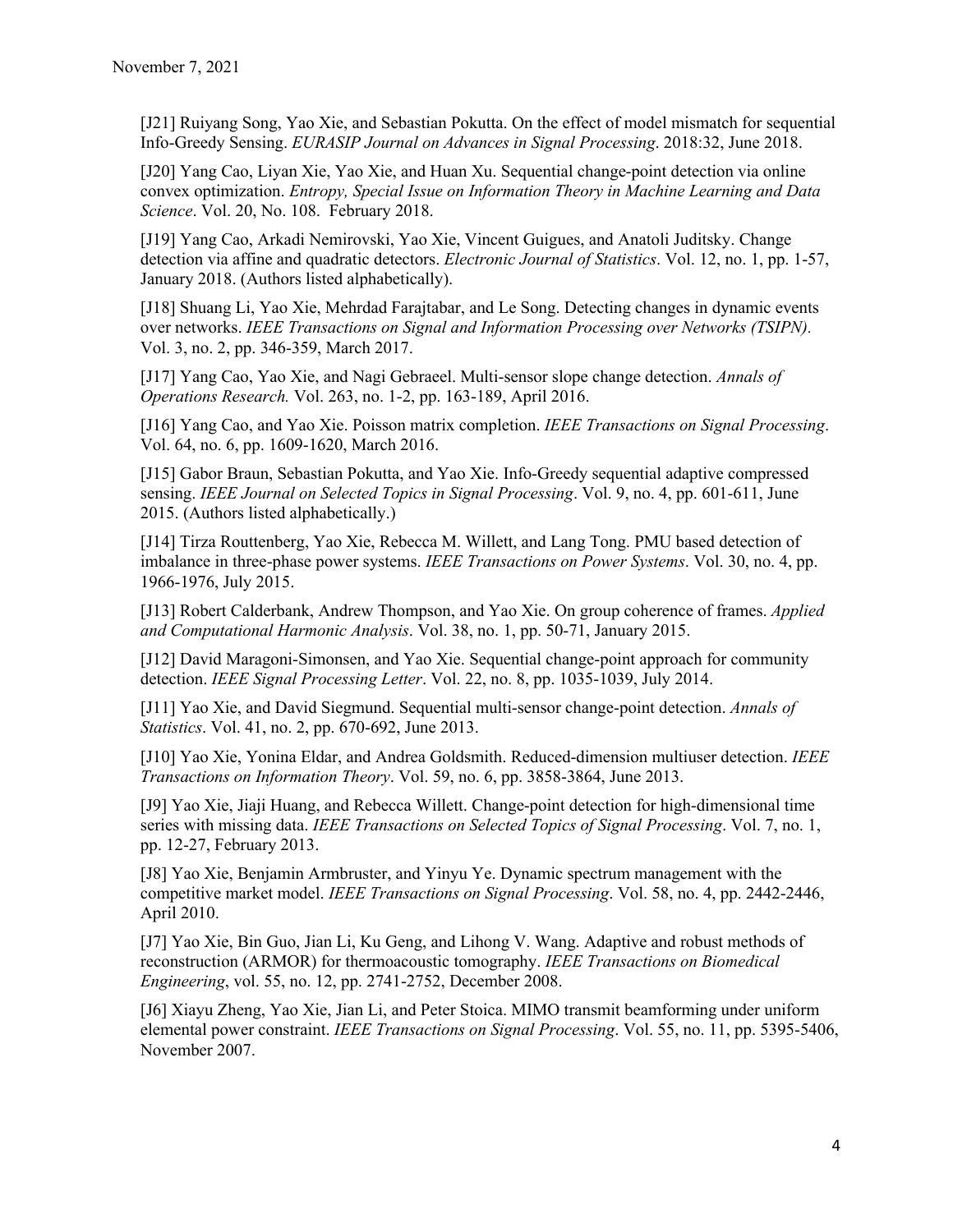[J21] Ruiyang Song, Yao Xie, and Sebastian Pokutta. On the effect of model mismatch for sequential Info-Greedy Sensing. *EURASIP Journal on Advances in Signal Processing*. 2018:32, June 2018.

[J20] Yang Cao, Liyan Xie, Yao Xie, and Huan Xu. Sequential change-point detection via online convex optimization. *Entropy, Special Issue on Information Theory in Machine Learning and Data Science*. Vol. 20, No. 108. February 2018.

[J19] Yang Cao, Arkadi Nemirovski, Yao Xie, Vincent Guigues, and Anatoli Juditsky. Change detection via affine and quadratic detectors. *Electronic Journal of Statistics*. Vol. 12, no. 1, pp. 1-57, January 2018. (Authors listed alphabetically).

[J18] Shuang Li, Yao Xie, Mehrdad Farajtabar, and Le Song. Detecting changes in dynamic events over networks. *IEEE Transactions on Signal and Information Processing over Networks (TSIPN).* Vol. 3, no. 2, pp. 346-359, March 2017.

[J17] Yang Cao, Yao Xie, and Nagi Gebraeel. Multi-sensor slope change detection. *Annals of Operations Research.* Vol. 263, no. 1-2, pp. 163-189, April 2016.

[J16] Yang Cao, and Yao Xie. Poisson matrix completion. *IEEE Transactions on Signal Processing*. Vol. 64, no. 6, pp. 1609-1620, March 2016.

[J15] Gabor Braun, Sebastian Pokutta, and Yao Xie. Info-Greedy sequential adaptive compressed sensing. *IEEE Journal on Selected Topics in Signal Processing*. Vol. 9, no. 4, pp. 601-611, June 2015. (Authors listed alphabetically.)

[J14] Tirza Routtenberg, Yao Xie, Rebecca M. Willett, and Lang Tong. PMU based detection of imbalance in three-phase power systems. *IEEE Transactions on Power Systems*. Vol. 30, no. 4, pp. 1966-1976, July 2015.

[J13] Robert Calderbank, Andrew Thompson, and Yao Xie. On group coherence of frames. *Applied and Computational Harmonic Analysis*. Vol. 38, no. 1, pp. 50-71, January 2015.

[J12] David Maragoni-Simonsen, and Yao Xie. Sequential change-point approach for community detection. *IEEE Signal Processing Letter*. Vol. 22, no. 8, pp. 1035-1039, July 2014.

[J11] Yao Xie, and David Siegmund. Sequential multi-sensor change-point detection. *Annals of Statistics*. Vol. 41, no. 2, pp. 670-692, June 2013.

[J10] Yao Xie, Yonina Eldar, and Andrea Goldsmith. Reduced-dimension multiuser detection. *IEEE Transactions on Information Theory*. Vol. 59, no. 6, pp. 3858-3864, June 2013.

[J9] Yao Xie, Jiaji Huang, and Rebecca Willett. Change-point detection for high-dimensional time series with missing data. *IEEE Transactions on Selected Topics of Signal Processing*. Vol. 7, no. 1, pp. 12-27, February 2013.

[J8] Yao Xie, Benjamin Armbruster, and Yinyu Ye. Dynamic spectrum management with the competitive market model. *IEEE Transactions on Signal Processing*. Vol. 58, no. 4, pp. 2442-2446, April 2010.

[J7] Yao Xie, Bin Guo, Jian Li, Ku Geng, and Lihong V. Wang. Adaptive and robust methods of reconstruction (ARMOR) for thermoacoustic tomography. *IEEE Transactions on Biomedical Engineering*, vol. 55, no. 12, pp. 2741-2752, December 2008.

[J6] Xiayu Zheng, Yao Xie, Jian Li, and Peter Stoica. MIMO transmit beamforming under uniform elemental power constraint. *IEEE Transactions on Signal Processing*. Vol. 55, no. 11, pp. 5395-5406, November 2007.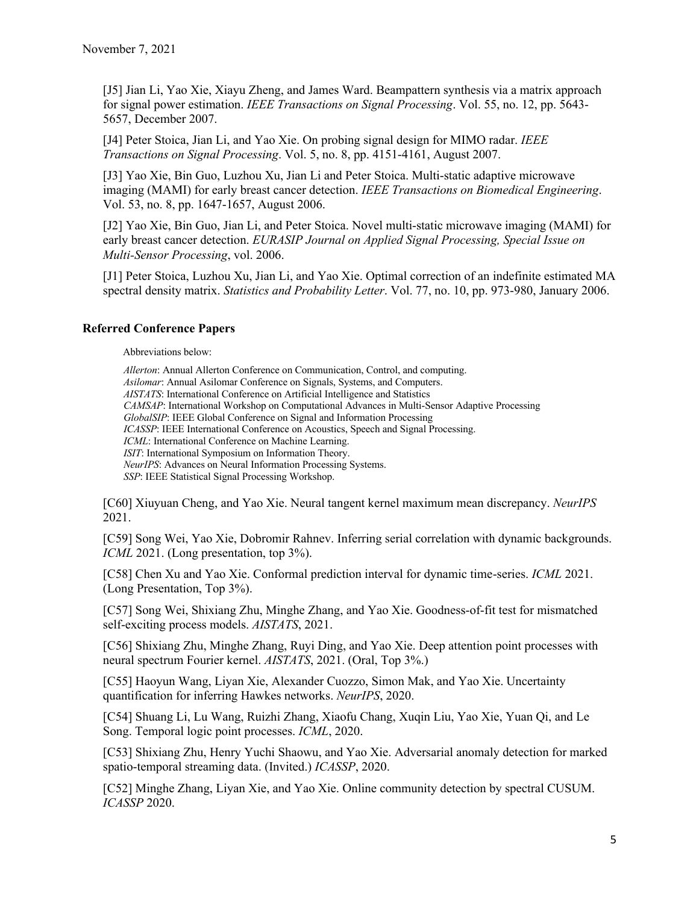[J5] Jian Li, Yao Xie, Xiayu Zheng, and James Ward. Beampattern synthesis via a matrix approach for signal power estimation. *IEEE Transactions on Signal Processing*. Vol. 55, no. 12, pp. 5643-5657, December 2007.

[J4] Peter Stoica, Jian Li, and Yao Xie. On probing signal design for MIMO radar. *IEEE Transactions on Signal Processing*. Vol. 5, no. 8, pp. 4151-4161, August 2007.

[J3] Yao Xie, Bin Guo, Luzhou Xu, Jian Li and Peter Stoica. Multi-static adaptive microwave imaging (MAMI) for early breast cancer detection. *IEEE Transactions on Biomedical Engineering*. Vol. 53, no. 8, pp. 1647-1657, August 2006.

[J2] Yao Xie, Bin Guo, Jian Li, and Peter Stoica. Novel multi-static microwave imaging (MAMI) for early breast cancer detection. *EURASIP Journal on Applied Signal Processing, Special Issue on Multi-Sensor Processing*, vol. 2006.

[J1] Peter Stoica, Luzhou Xu, Jian Li, and Yao Xie. Optimal correction of an indefinite estimated MA spectral density matrix. *Statistics and Probability Letter*. Vol. 77, no. 10, pp. 973-980, January 2006.

### Referred Conference Papers

Abbreviations below:

*Allerton*: Annual Allerton Conference on Communication, Control, and computing.
*Asilomar*: Annual Asilomar Conference on Signals, Systems, and Computers.
*AISTATS*: International Conference on Artificial Intelligence and Statistics
*CAMSAP*: International Workshop on Computational Advances in Multi-Sensor Adaptive Processing
*GlobalSIP*: IEEE Global Conference on Signal and Information Processing
*ICASSP*: IEEE International Conference on Acoustics, Speech and Signal Processing.
*ICML*: International Conference on Machine Learning.
*ISIT*: International Symposium on Information Theory.
*NeurIPS*: Advances on Neural Information Processing Systems.
*SSP*: IEEE Statistical Signal Processing Workshop.

[C60] Xiuyuan Cheng, and Yao Xie. Neural tangent kernel maximum mean discrepancy. *NeurIPS* 2021.

[C59] Song Wei, Yao Xie, Dobromir Rahnev. Inferring serial correlation with dynamic backgrounds. *ICML* 2021. (Long presentation, top 3%).

[C58] Chen Xu and Yao Xie. Conformal prediction interval for dynamic time-series. *ICML* 2021. (Long Presentation, Top 3%).

[C57] Song Wei, Shixiang Zhu, Minghe Zhang, and Yao Xie. Goodness-of-fit test for mismatched self-exciting process models. *AISTATS*, 2021.

[C56] Shixiang Zhu, Minghe Zhang, Ruyi Ding, and Yao Xie. Deep attention point processes with neural spectrum Fourier kernel. *AISTATS*, 2021. (Oral, Top 3%.)

[C55] Haoyun Wang, Liyan Xie, Alexander Cuozzo, Simon Mak, and Yao Xie. Uncertainty quantification for inferring Hawkes networks. *NeurIPS*, 2020.

[C54] Shuang Li, Lu Wang, Ruizhi Zhang, Xiaofu Chang, Xuqin Liu, Yao Xie, Yuan Qi, and Le Song. Temporal logic point processes. *ICML*, 2020.

[C53] Shixiang Zhu, Henry Yuchi Shaowu, and Yao Xie. Adversarial anomaly detection for marked spatio-temporal streaming data. (Invited.) *ICASSP*, 2020.

[C52] Minghe Zhang, Liyan Xie, and Yao Xie. Online community detection by spectral CUSUM. *ICASSP* 2020.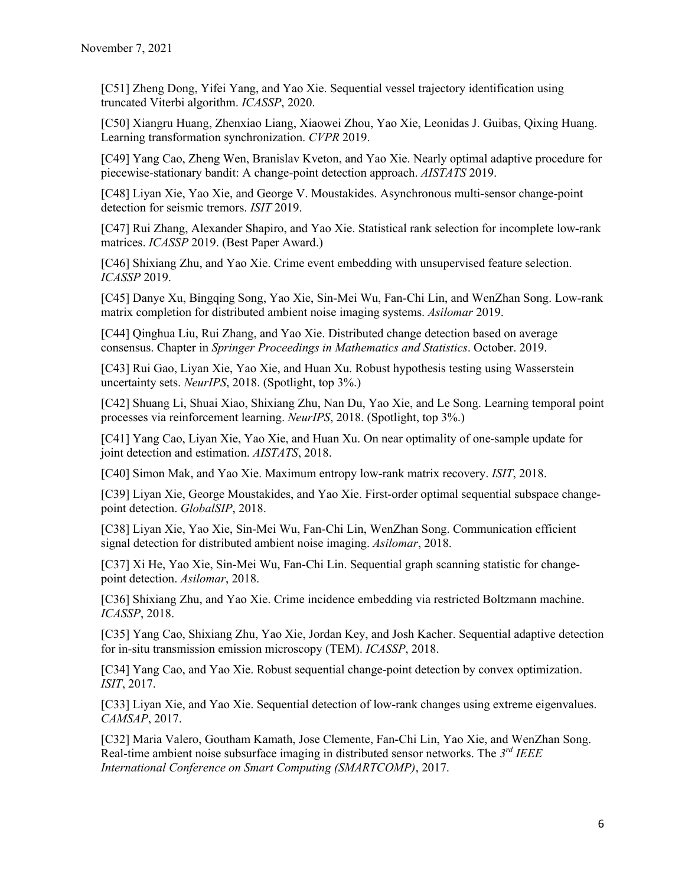[C51] Zheng Dong, Yifei Yang, and Yao Xie. Sequential vessel trajectory identification using truncated Viterbi algorithm. *ICASSP*, 2020.

[C50] Xiangru Huang, Zhenxiao Liang, Xiaowei Zhou, Yao Xie, Leonidas J. Guibas, Qixing Huang. Learning transformation synchronization. *CVPR* 2019.

[C49] Yang Cao, Zheng Wen, Branislav Kveton, and Yao Xie. Nearly optimal adaptive procedure for piecewise-stationary bandit: A change-point detection approach. *AISTATS* 2019.

[C48] Liyan Xie, Yao Xie, and George V. Moustakides. Asynchronous multi-sensor change-point detection for seismic tremors. *ISIT* 2019.

[C47] Rui Zhang, Alexander Shapiro, and Yao Xie. Statistical rank selection for incomplete low-rank matrices. *ICASSP* 2019. (Best Paper Award.)

[C46] Shixiang Zhu, and Yao Xie. Crime event embedding with unsupervised feature selection. *ICASSP* 2019.

[C45] Danye Xu, Bingqing Song, Yao Xie, Sin-Mei Wu, Fan-Chi Lin, and WenZhan Song. Low-rank matrix completion for distributed ambient noise imaging systems. *Asilomar* 2019.

[C44] Qinghua Liu, Rui Zhang, and Yao Xie. Distributed change detection based on average consensus. Chapter in *Springer Proceedings in Mathematics and Statistics*. October. 2019.

[C43] Rui Gao, Liyan Xie, Yao Xie, and Huan Xu. Robust hypothesis testing using Wasserstein uncertainty sets. *NeurIPS*, 2018. (Spotlight, top 3%.)

[C42] Shuang Li, Shuai Xiao, Shixiang Zhu, Nan Du, Yao Xie, and Le Song. Learning temporal point processes via reinforcement learning. *NeurIPS*, 2018. (Spotlight, top 3%.)

[C41] Yang Cao, Liyan Xie, Yao Xie, and Huan Xu. On near optimality of one-sample update for joint detection and estimation. *AISTATS*, 2018.

[C40] Simon Mak, and Yao Xie. Maximum entropy low-rank matrix recovery. *ISIT*, 2018.

[C39] Liyan Xie, George Moustakides, and Yao Xie. First-order optimal sequential subspace change-point detection. *GlobalSIP*, 2018.

[C38] Liyan Xie, Yao Xie, Sin-Mei Wu, Fan-Chi Lin, WenZhan Song. Communication efficient signal detection for distributed ambient noise imaging. *Asilomar*, 2018.

[C37] Xi He, Yao Xie, Sin-Mei Wu, Fan-Chi Lin. Sequential graph scanning statistic for change-point detection. *Asilomar*, 2018.

[C36] Shixiang Zhu, and Yao Xie. Crime incidence embedding via restricted Boltzmann machine. *ICASSP*, 2018.

[C35] Yang Cao, Shixiang Zhu, Yao Xie, Jordan Key, and Josh Kacher. Sequential adaptive detection for in-situ transmission emission microscopy (TEM). *ICASSP*, 2018.

[C34] Yang Cao, and Yao Xie. Robust sequential change-point detection by convex optimization. *ISIT*, 2017.

[C33] Liyan Xie, and Yao Xie. Sequential detection of low-rank changes using extreme eigenvalues. *CAMSAP*, 2017.

[C32] Maria Valero, Goutham Kamath, Jose Clemente, Fan-Chi Lin, Yao Xie, and WenZhan Song. Real-time ambient noise subsurface imaging in distributed sensor networks. The *3rd IEEE International Conference on Smart Computing (SMARTCOMP)*, 2017.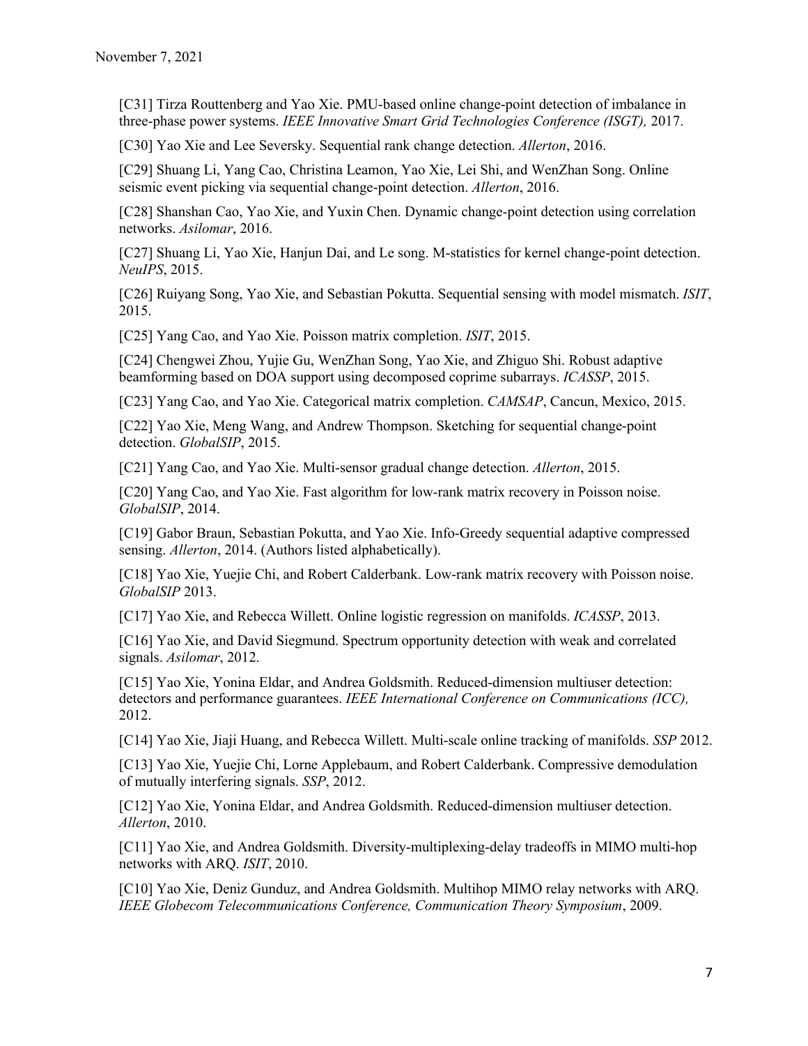[C31] Tirza Routtenberg and Yao Xie. PMU-based online change-point detection of imbalance in three-phase power systems. *IEEE Innovative Smart Grid Technologies Conference (ISGT),* 2017.

[C30] Yao Xie and Lee Seversky. Sequential rank change detection. *Allerton*, 2016.

[C29] Shuang Li, Yang Cao, Christina Leamon, Yao Xie, Lei Shi, and WenZhan Song. Online seismic event picking via sequential change-point detection. *Allerton*, 2016.

[C28] Shanshan Cao, Yao Xie, and Yuxin Chen. Dynamic change-point detection using correlation networks. *Asilomar*, 2016.

[C27] Shuang Li, Yao Xie, Hanjun Dai, and Le song. M-statistics for kernel change-point detection. *NeuIPS*, 2015.

[C26] Ruiyang Song, Yao Xie, and Sebastian Pokutta. Sequential sensing with model mismatch. *ISIT*, 2015.

[C25] Yang Cao, and Yao Xie. Poisson matrix completion. *ISIT*, 2015.

[C24] Chengwei Zhou, Yujie Gu, WenZhan Song, Yao Xie, and Zhiguo Shi. Robust adaptive beamforming based on DOA support using decomposed coprime subarrays. *ICASSP*, 2015.

[C23] Yang Cao, and Yao Xie. Categorical matrix completion. *CAMSAP*, Cancun, Mexico, 2015.

[C22] Yao Xie, Meng Wang, and Andrew Thompson. Sketching for sequential change-point detection. *GlobalSIP*, 2015.

[C21] Yang Cao, and Yao Xie. Multi-sensor gradual change detection. *Allerton*, 2015.

[C20] Yang Cao, and Yao Xie. Fast algorithm for low-rank matrix recovery in Poisson noise. *GlobalSIP*, 2014.

[C19] Gabor Braun, Sebastian Pokutta, and Yao Xie. Info-Greedy sequential adaptive compressed sensing. *Allerton*, 2014. (Authors listed alphabetically).

[C18] Yao Xie, Yuejie Chi, and Robert Calderbank. Low-rank matrix recovery with Poisson noise. *GlobalSIP* 2013.

[C17] Yao Xie, and Rebecca Willett. Online logistic regression on manifolds. *ICASSP*, 2013.

[C16] Yao Xie, and David Siegmund. Spectrum opportunity detection with weak and correlated signals. *Asilomar*, 2012.

[C15] Yao Xie, Yonina Eldar, and Andrea Goldsmith. Reduced-dimension multiuser detection: detectors and performance guarantees. *IEEE International Conference on Communications (ICC),* 2012.

[C14] Yao Xie, Jiaji Huang, and Rebecca Willett. Multi-scale online tracking of manifolds. *SSP* 2012.

[C13] Yao Xie, Yuejie Chi, Lorne Applebaum, and Robert Calderbank. Compressive demodulation of mutually interfering signals. *SSP*, 2012.

[C12] Yao Xie, Yonina Eldar, and Andrea Goldsmith. Reduced-dimension multiuser detection. *Allerton*, 2010.

[C11] Yao Xie, and Andrea Goldsmith. Diversity-multiplexing-delay tradeoffs in MIMO multi-hop networks with ARQ. *ISIT*, 2010.

[C10] Yao Xie, Deniz Gunduz, and Andrea Goldsmith. Multihop MIMO relay networks with ARQ. *IEEE Globecom Telecommunications Conference, Communication Theory Symposium*, 2009.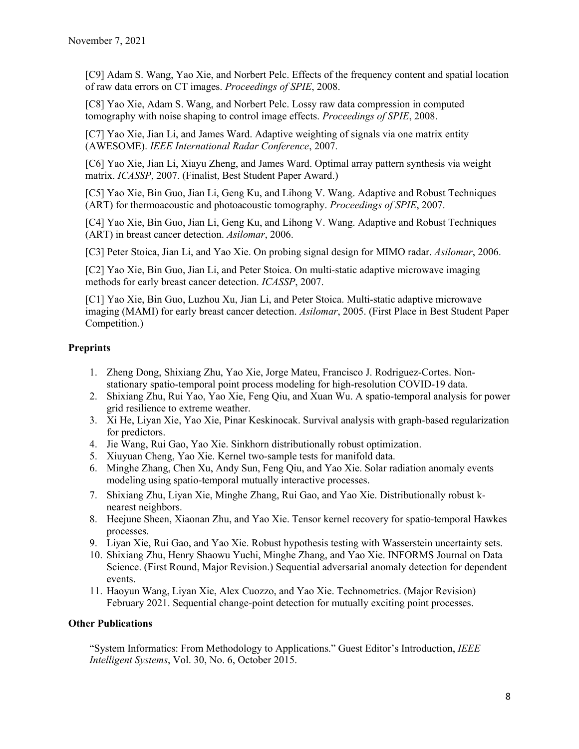[C9] Adam S. Wang, Yao Xie, and Norbert Pelc. Effects of the frequency content and spatial location of raw data errors on CT images. *Proceedings of SPIE*, 2008.

[C8] Yao Xie, Adam S. Wang, and Norbert Pelc. Lossy raw data compression in computed tomography with noise shaping to control image effects. *Proceedings of SPIE*, 2008.

[C7] Yao Xie, Jian Li, and James Ward. Adaptive weighting of signals via one matrix entity (AWESOME). *IEEE International Radar Conference*, 2007.

[C6] Yao Xie, Jian Li, Xiayu Zheng, and James Ward. Optimal array pattern synthesis via weight matrix. *ICASSP*, 2007. (Finalist, Best Student Paper Award.)

[C5] Yao Xie, Bin Guo, Jian Li, Geng Ku, and Lihong V. Wang. Adaptive and Robust Techniques (ART) for thermoacoustic and photoacoustic tomography. *Proceedings of SPIE*, 2007.

[C4] Yao Xie, Bin Guo, Jian Li, Geng Ku, and Lihong V. Wang. Adaptive and Robust Techniques (ART) in breast cancer detection. *Asilomar*, 2006.

[C3] Peter Stoica, Jian Li, and Yao Xie. On probing signal design for MIMO radar. *Asilomar*, 2006.

[C2] Yao Xie, Bin Guo, Jian Li, and Peter Stoica. On multi-static adaptive microwave imaging methods for early breast cancer detection. *ICASSP*, 2007.

[C1] Yao Xie, Bin Guo, Luzhou Xu, Jian Li, and Peter Stoica. Multi-static adaptive microwave imaging (MAMI) for early breast cancer detection. *Asilomar*, 2005. (First Place in Best Student Paper Competition.)

### Preprints

1. Zheng Dong, Shixiang Zhu, Yao Xie, Jorge Mateu, Francisco J. Rodriguez-Cortes. Non-stationary spatio-temporal point process modeling for high-resolution COVID-19 data.
2. Shixiang Zhu, Rui Yao, Yao Xie, Feng Qiu, and Xuan Wu. A spatio-temporal analysis for power grid resilience to extreme weather.
3. Xi He, Liyan Xie, Yao Xie, Pinar Keskinocak. Survival analysis with graph-based regularization for predictors.
4. Jie Wang, Rui Gao, Yao Xie. Sinkhorn distributionally robust optimization.
5. Xiuyuan Cheng, Yao Xie. Kernel two-sample tests for manifold data.
6. Minghe Zhang, Chen Xu, Andy Sun, Feng Qiu, and Yao Xie. Solar radiation anomaly events modeling using spatio-temporal mutually interactive processes.
7. Shixiang Zhu, Liyan Xie, Minghe Zhang, Rui Gao, and Yao Xie. Distributionally robust k-nearest neighbors.
8. Heejune Sheen, Xiaonan Zhu, and Yao Xie. Tensor kernel recovery for spatio-temporal Hawkes processes.
9. Liyan Xie, Rui Gao, and Yao Xie. Robust hypothesis testing with Wasserstein uncertainty sets.
10. Shixiang Zhu, Henry Shaowu Yuchi, Minghe Zhang, and Yao Xie. INFORMS Journal on Data Science. (First Round, Major Revision.) Sequential adversarial anomaly detection for dependent events.
11. Haoyun Wang, Liyan Xie, Alex Cuozzo, and Yao Xie. Technometrics. (Major Revision) February 2021. Sequential change-point detection for mutually exciting point processes.

### Other Publications

"System Informatics: From Methodology to Applications." Guest Editor's Introduction, *IEEE Intelligent Systems*, Vol. 30, No. 6, October 2015.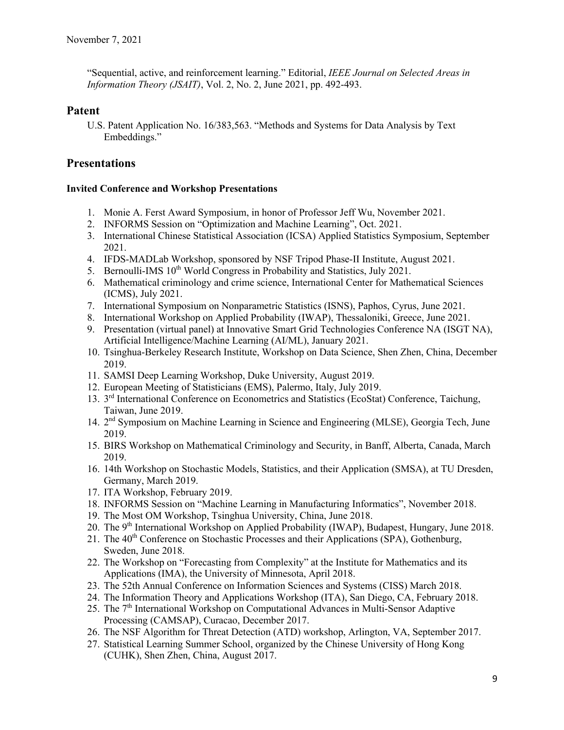"Sequential, active, and reinforcement learning." Editorial, *IEEE Journal on Selected Areas in Information Theory (JSAIT)*, Vol. 2, No. 2, June 2021, pp. 492-493.

## Patent

U.S. Patent Application No. 16/383,563. "Methods and Systems for Data Analysis by Text Embeddings."

## Presentations

### Invited Conference and Workshop Presentations

1. Monie A. Ferst Award Symposium, in honor of Professor Jeff Wu, November 2021.
2. INFORMS Session on "Optimization and Machine Learning", Oct. 2021.
3. International Chinese Statistical Association (ICSA) Applied Statistics Symposium, September 2021.
4. IFDS-MADLab Workshop, sponsored by NSF Tripod Phase-II Institute, August 2021.
5. Bernoulli-IMS 10th World Congress in Probability and Statistics, July 2021.
6. Mathematical criminology and crime science, International Center for Mathematical Sciences (ICMS), July 2021.
7. International Symposium on Nonparametric Statistics (ISNS), Paphos, Cyrus, June 2021.
8. International Workshop on Applied Probability (IWAP), Thessaloniki, Greece, June 2021.
9. Presentation (virtual panel) at Innovative Smart Grid Technologies Conference NA (ISGT NA), Artificial Intelligence/Machine Learning (AI/ML), January 2021.
10. Tsinghua-Berkeley Research Institute, Workshop on Data Science, Shen Zhen, China, December 2019.
11. SAMSI Deep Learning Workshop, Duke University, August 2019.
12. European Meeting of Statisticians (EMS), Palermo, Italy, July 2019.
13. 3rd International Conference on Econometrics and Statistics (EcoStat) Conference, Taichung, Taiwan, June 2019.
14. 2nd Symposium on Machine Learning in Science and Engineering (MLSE), Georgia Tech, June 2019.
15. BIRS Workshop on Mathematical Criminology and Security, in Banff, Alberta, Canada, March 2019.
16. 14th Workshop on Stochastic Models, Statistics, and their Application (SMSA), at TU Dresden, Germany, March 2019.
17. ITA Workshop, February 2019.
18. INFORMS Session on "Machine Learning in Manufacturing Informatics", November 2018.
19. The Most OM Workshop, Tsinghua University, China, June 2018.
20. The 9th International Workshop on Applied Probability (IWAP), Budapest, Hungary, June 2018.
21. The 40th Conference on Stochastic Processes and their Applications (SPA), Gothenburg, Sweden, June 2018.
22. The Workshop on "Forecasting from Complexity" at the Institute for Mathematics and its Applications (IMA), the University of Minnesota, April 2018.
23. The 52th Annual Conference on Information Sciences and Systems (CISS) March 2018.
24. The Information Theory and Applications Workshop (ITA), San Diego, CA, February 2018.
25. The 7th International Workshop on Computational Advances in Multi-Sensor Adaptive Processing (CAMSAP), Curacao, December 2017.
26. The NSF Algorithm for Threat Detection (ATD) workshop, Arlington, VA, September 2017.
27. Statistical Learning Summer School, organized by the Chinese University of Hong Kong (CUHK), Shen Zhen, China, August 2017.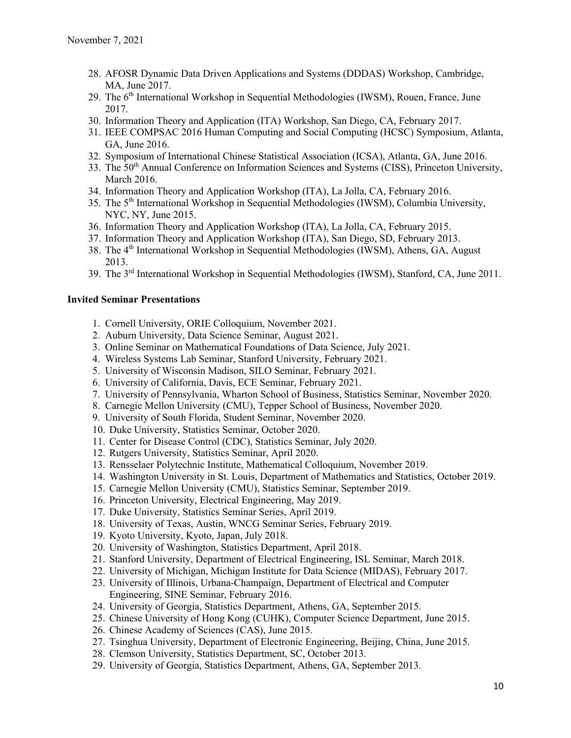28. AFOSR Dynamic Data Driven Applications and Systems (DDDAS) Workshop, Cambridge, MA, June 2017.
29. The 6th International Workshop in Sequential Methodologies (IWSM), Rouen, France, June 2017.
30. Information Theory and Application (ITA) Workshop, San Diego, CA, February 2017.
31. IEEE COMPSAC 2016 Human Computing and Social Computing (HCSC) Symposium, Atlanta, GA, June 2016.
32. Symposium of International Chinese Statistical Association (ICSA), Atlanta, GA, June 2016.
33. The 50th Annual Conference on Information Sciences and Systems (CISS), Princeton University, March 2016.
34. Information Theory and Application Workshop (ITA), La Jolla, CA, February 2016.
35. The 5th International Workshop in Sequential Methodologies (IWSM), Columbia University, NYC, NY, June 2015.
36. Information Theory and Application Workshop (ITA), La Jolla, CA, February 2015.
37. Information Theory and Application Workshop (ITA), San Diego, SD, February 2013.
38. The 4th International Workshop in Sequential Methodologies (IWSM), Athens, GA, August 2013.
39. The 3rd International Workshop in Sequential Methodologies (IWSM), Stanford, CA, June 2011.

**Invited Seminar Presentations**

1. Cornell University, ORIE Colloquium, November 2021.
2. Auburn University, Data Science Seminar, August 2021.
3. Online Seminar on Mathematical Foundations of Data Science, July 2021.
4. Wireless Systems Lab Seminar, Stanford University, February 2021.
5. University of Wisconsin Madison, SILO Seminar, February 2021.
6. University of California, Davis, ECE Seminar, February 2021.
7. University of Pennsylvania, Wharton School of Business, Statistics Seminar, November 2020.
8. Carnegie Mellon University (CMU), Tepper School of Business, November 2020.
9. University of South Florida, Student Seminar, November 2020.
10. Duke University, Statistics Seminar, October 2020.
11. Center for Disease Control (CDC), Statistics Seminar, July 2020.
12. Rutgers University, Statistics Seminar, April 2020.
13. Rensselaer Polytechnic Institute, Mathematical Colloquium, November 2019.
14. Washington University in St. Louis, Department of Mathematics and Statistics, October 2019.
15. Carnegie Mellon University (CMU), Statistics Seminar, September 2019.
16. Princeton University, Electrical Engineering, May 2019.
17. Duke University, Statistics Seminar Series, April 2019.
18. University of Texas, Austin, WNCG Seminar Series, February 2019.
19. Kyoto University, Kyoto, Japan, July 2018.
20. University of Washington, Statistics Department, April 2018.
21. Stanford University, Department of Electrical Engineering, ISL Seminar, March 2018.
22. University of Michigan, Michigan Institute for Data Science (MIDAS), February 2017.
23. University of Illinois, Urbana-Champaign, Department of Electrical and Computer Engineering, SINE Seminar, February 2016.
24. University of Georgia, Statistics Department, Athens, GA, September 2015.
25. Chinese University of Hong Kong (CUHK), Computer Science Department, June 2015.
26. Chinese Academy of Sciences (CAS), June 2015.
27. Tsinghua University, Department of Electronic Engineering, Beijing, China, June 2015.
28. Clemson University, Statistics Department, SC, October 2013.
29. University of Georgia, Statistics Department, Athens, GA, September 2013.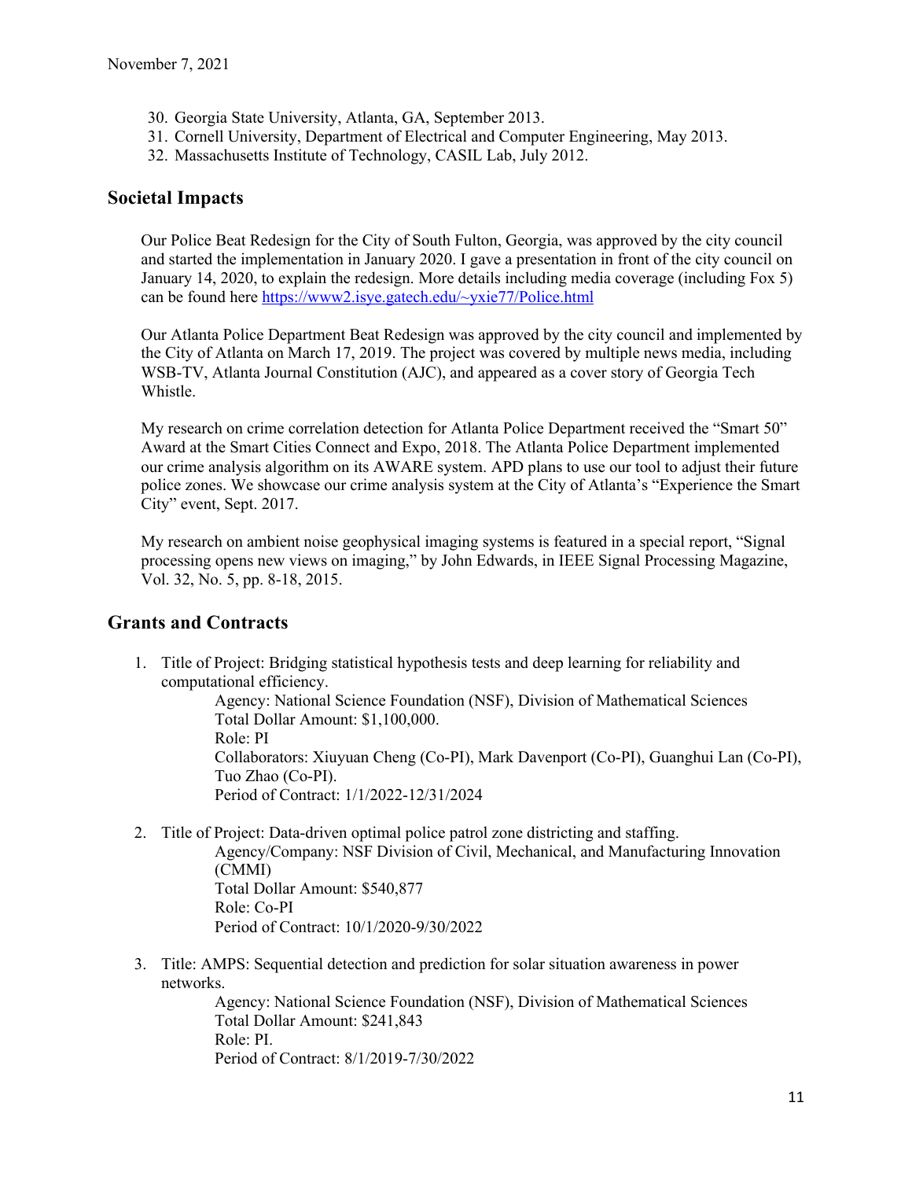30. Georgia State University, Atlanta, GA, September 2013.
31. Cornell University, Department of Electrical and Computer Engineering, May 2013.
32. Massachusetts Institute of Technology, CASIL Lab, July 2012.

## Societal Impacts

Our Police Beat Redesign for the City of South Fulton, Georgia, was approved by the city council and started the implementation in January 2020. I gave a presentation in front of the city council on January 14, 2020, to explain the redesign. More details including media coverage (including Fox 5) can be found here https://www2.isye.gatech.edu/~yxie77/Police.html

Our Atlanta Police Department Beat Redesign was approved by the city council and implemented by the City of Atlanta on March 17, 2019. The project was covered by multiple news media, including WSB-TV, Atlanta Journal Constitution (AJC), and appeared as a cover story of Georgia Tech Whistle.

My research on crime correlation detection for Atlanta Police Department received the "Smart 50" Award at the Smart Cities Connect and Expo, 2018. The Atlanta Police Department implemented our crime analysis algorithm on its AWARE system. APD plans to use our tool to adjust their future police zones. We showcase our crime analysis system at the City of Atlanta's "Experience the Smart City" event, Sept. 2017.

My research on ambient noise geophysical imaging systems is featured in a special report, "Signal processing opens new views on imaging," by John Edwards, in IEEE Signal Processing Magazine, Vol. 32, No. 5, pp. 8-18, 2015.

## Grants and Contracts

1. Title of Project: Bridging statistical hypothesis tests and deep learning for reliability and computational efficiency.
   Agency: National Science Foundation (NSF), Division of Mathematical Sciences
   Total Dollar Amount: $1,100,000.
   Role: PI
   Collaborators: Xiuyuan Cheng (Co-PI), Mark Davenport (Co-PI), Guanghui Lan (Co-PI), Tuo Zhao (Co-PI).
   Period of Contract: 1/1/2022-12/31/2024

2. Title of Project: Data-driven optimal police patrol zone districting and staffing.
   Agency/Company: NSF Division of Civil, Mechanical, and Manufacturing Innovation (CMMI)
   Total Dollar Amount: $540,877
   Role: Co-PI
   Period of Contract: 10/1/2020-9/30/2022

3. Title: AMPS: Sequential detection and prediction for solar situation awareness in power networks.
   Agency: National Science Foundation (NSF), Division of Mathematical Sciences
   Total Dollar Amount: $241,843
   Role: PI.
   Period of Contract: 8/1/2019-7/30/2022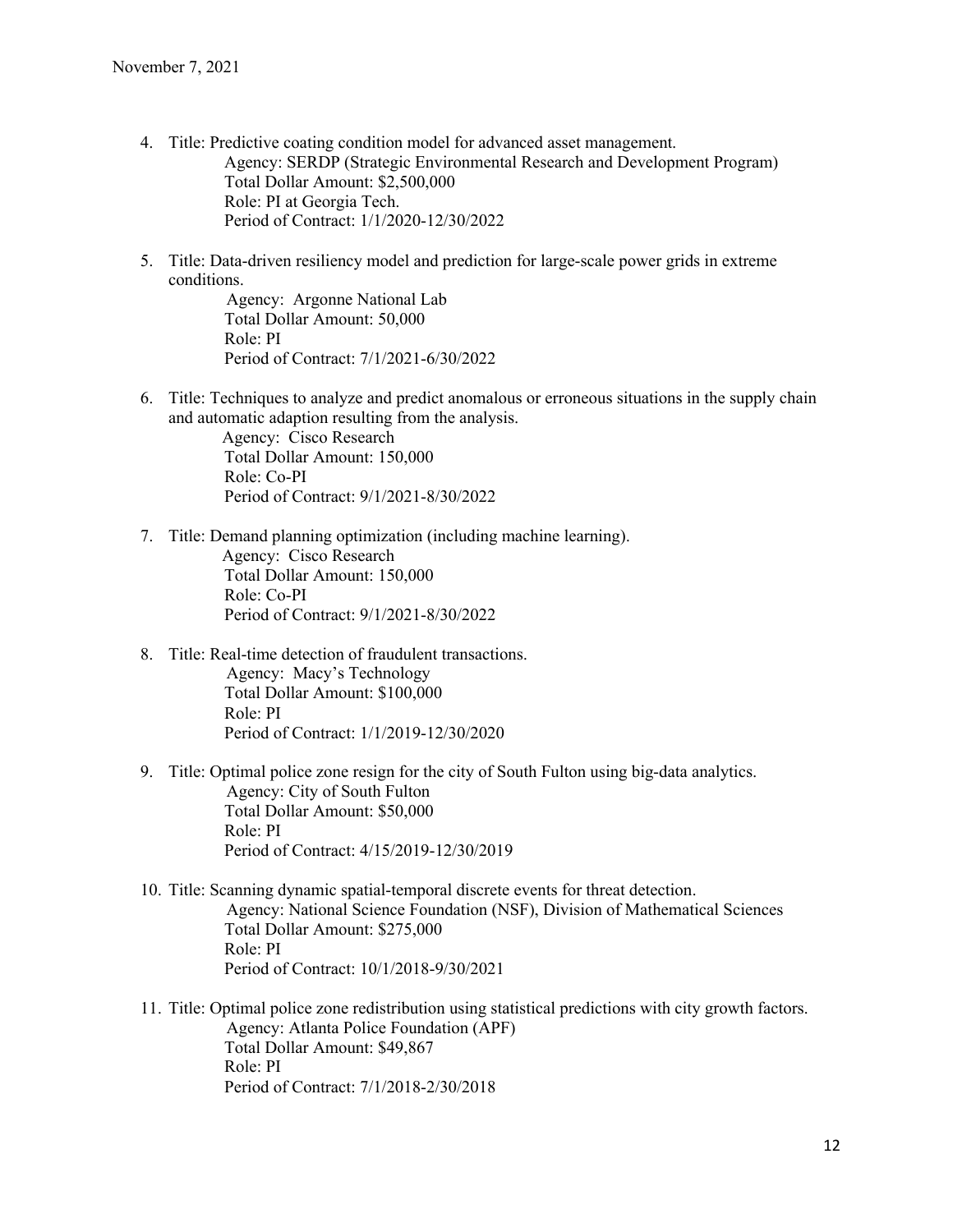November 7, 2021

4. Title: Predictive coating condition model for advanced asset management.
   Agency: SERDP (Strategic Environmental Research and Development Program)
   Total Dollar Amount: $2,500,000
   Role: PI at Georgia Tech.
   Period of Contract: 1/1/2020-12/30/2022

5. Title: Data-driven resiliency model and prediction for large-scale power grids in extreme conditions.
   Agency: Argonne National Lab
   Total Dollar Amount: 50,000
   Role: PI
   Period of Contract: 7/1/2021-6/30/2022

6. Title: Techniques to analyze and predict anomalous or erroneous situations in the supply chain and automatic adaption resulting from the analysis.
   Agency: Cisco Research
   Total Dollar Amount: 150,000
   Role: Co-PI
   Period of Contract: 9/1/2021-8/30/2022

7. Title: Demand planning optimization (including machine learning).
   Agency: Cisco Research
   Total Dollar Amount: 150,000
   Role: Co-PI
   Period of Contract: 9/1/2021-8/30/2022

8. Title: Real-time detection of fraudulent transactions.
   Agency: Macy's Technology
   Total Dollar Amount: $100,000
   Role: PI
   Period of Contract: 1/1/2019-12/30/2020

9. Title: Optimal police zone resign for the city of South Fulton using big-data analytics.
   Agency: City of South Fulton
   Total Dollar Amount: $50,000
   Role: PI
   Period of Contract: 4/15/2019-12/30/2019

10. Title: Scanning dynamic spatial-temporal discrete events for threat detection.
    Agency: National Science Foundation (NSF), Division of Mathematical Sciences
    Total Dollar Amount: $275,000
    Role: PI
    Period of Contract: 10/1/2018-9/30/2021

11. Title: Optimal police zone redistribution using statistical predictions with city growth factors.
    Agency: Atlanta Police Foundation (APF)
    Total Dollar Amount: $49,867
    Role: PI
    Period of Contract: 7/1/2018-2/30/2018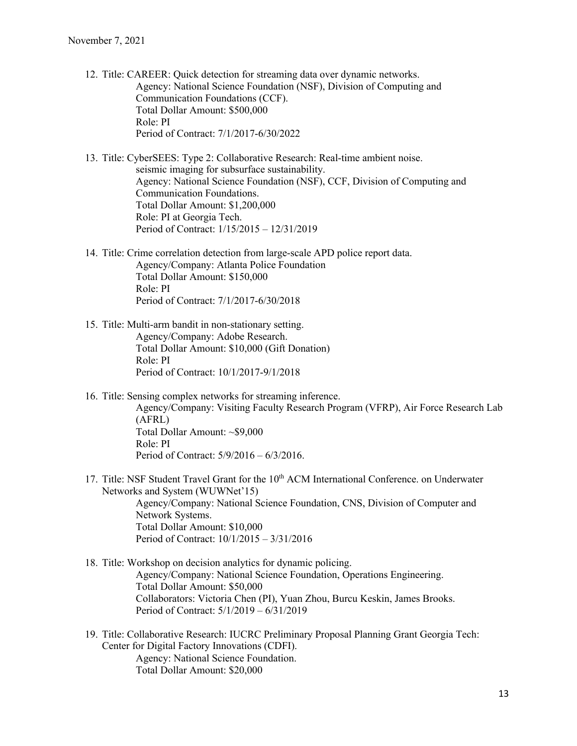November 7, 2021

12. Title: CAREER: Quick detection for streaming data over dynamic networks.
    Agency: National Science Foundation (NSF), Division of Computing and Communication Foundations (CCF).
    Total Dollar Amount: $500,000
    Role: PI
    Period of Contract: 7/1/2017-6/30/2022

13. Title: CyberSEES: Type 2: Collaborative Research: Real-time ambient noise. seismic imaging for subsurface sustainability.
    Agency: National Science Foundation (NSF), CCF, Division of Computing and Communication Foundations.
    Total Dollar Amount: $1,200,000
    Role: PI at Georgia Tech.
    Period of Contract: 1/15/2015 – 12/31/2019

14. Title: Crime correlation detection from large-scale APD police report data.
    Agency/Company: Atlanta Police Foundation
    Total Dollar Amount: $150,000
    Role: PI
    Period of Contract: 7/1/2017-6/30/2018

15. Title: Multi-arm bandit in non-stationary setting.
    Agency/Company: Adobe Research.
    Total Dollar Amount: $10,000 (Gift Donation)
    Role: PI
    Period of Contract: 10/1/2017-9/1/2018

16. Title: Sensing complex networks for streaming inference.
    Agency/Company: Visiting Faculty Research Program (VFRP), Air Force Research Lab (AFRL)
    Total Dollar Amount: ~$9,000
    Role: PI
    Period of Contract: 5/9/2016 – 6/3/2016.

17. Title: NSF Student Travel Grant for the 10th ACM International Conference. on Underwater Networks and System (WUWNet'15)
    Agency/Company: National Science Foundation, CNS, Division of Computer and Network Systems.
    Total Dollar Amount: $10,000
    Period of Contract: 10/1/2015 – 3/31/2016

18. Title: Workshop on decision analytics for dynamic policing.
    Agency/Company: National Science Foundation, Operations Engineering.
    Total Dollar Amount: $50,000
    Collaborators: Victoria Chen (PI), Yuan Zhou, Burcu Keskin, James Brooks.
    Period of Contract: 5/1/2019 – 6/31/2019

19. Title: Collaborative Research: IUCRC Preliminary Proposal Planning Grant Georgia Tech: Center for Digital Factory Innovations (CDFI).
    Agency: National Science Foundation.
    Total Dollar Amount: $20,000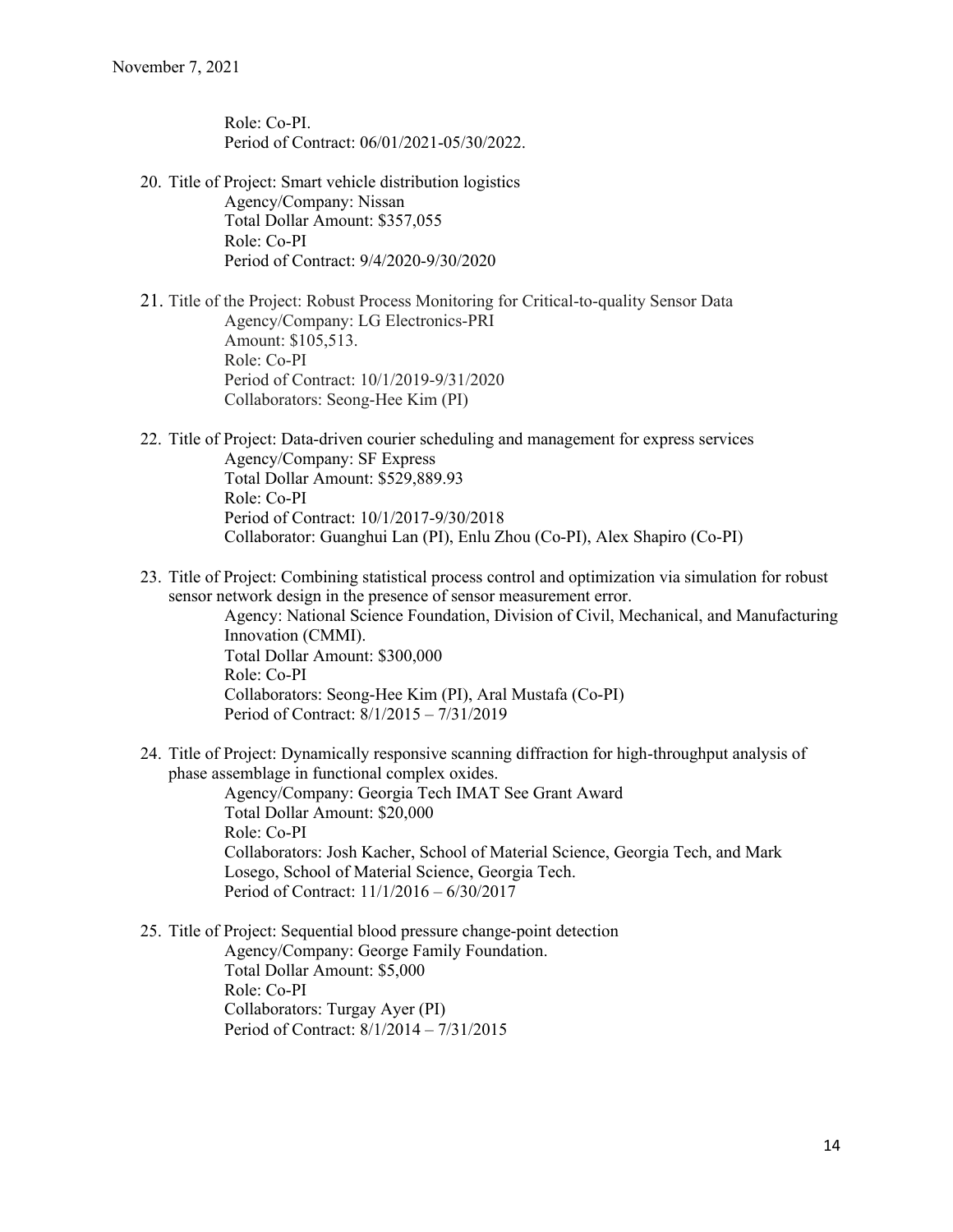Role: Co-PI.
Period of Contract: 06/01/2021-05/30/2022.

20. Title of Project: Smart vehicle distribution logistics
    Agency/Company: Nissan
    Total Dollar Amount: $357,055
    Role: Co-PI
    Period of Contract: 9/4/2020-9/30/2020

21. Title of the Project: Robust Process Monitoring for Critical-to-quality Sensor Data
    Agency/Company: LG Electronics-PRI
    Amount: $105,513.
    Role: Co-PI
    Period of Contract: 10/1/2019-9/31/2020
    Collaborators: Seong-Hee Kim (PI)

22. Title of Project: Data-driven courier scheduling and management for express services
    Agency/Company: SF Express
    Total Dollar Amount: $529,889.93
    Role: Co-PI
    Period of Contract: 10/1/2017-9/30/2018
    Collaborator: Guanghui Lan (PI), Enlu Zhou (Co-PI), Alex Shapiro (Co-PI)

23. Title of Project: Combining statistical process control and optimization via simulation for robust sensor network design in the presence of sensor measurement error.
    Agency: National Science Foundation, Division of Civil, Mechanical, and Manufacturing Innovation (CMMI).
    Total Dollar Amount: $300,000
    Role: Co-PI
    Collaborators: Seong-Hee Kim (PI), Aral Mustafa (Co-PI)
    Period of Contract: 8/1/2015 – 7/31/2019

24. Title of Project: Dynamically responsive scanning diffraction for high-throughput analysis of phase assemblage in functional complex oxides.
    Agency/Company: Georgia Tech IMAT See Grant Award
    Total Dollar Amount: $20,000
    Role: Co-PI
    Collaborators: Josh Kacher, School of Material Science, Georgia Tech, and Mark Losego, School of Material Science, Georgia Tech.
    Period of Contract: 11/1/2016 – 6/30/2017

25. Title of Project: Sequential blood pressure change-point detection
    Agency/Company: George Family Foundation.
    Total Dollar Amount: $5,000
    Role: Co-PI
    Collaborators: Turgay Ayer (PI)
    Period of Contract: 8/1/2014 – 7/31/2015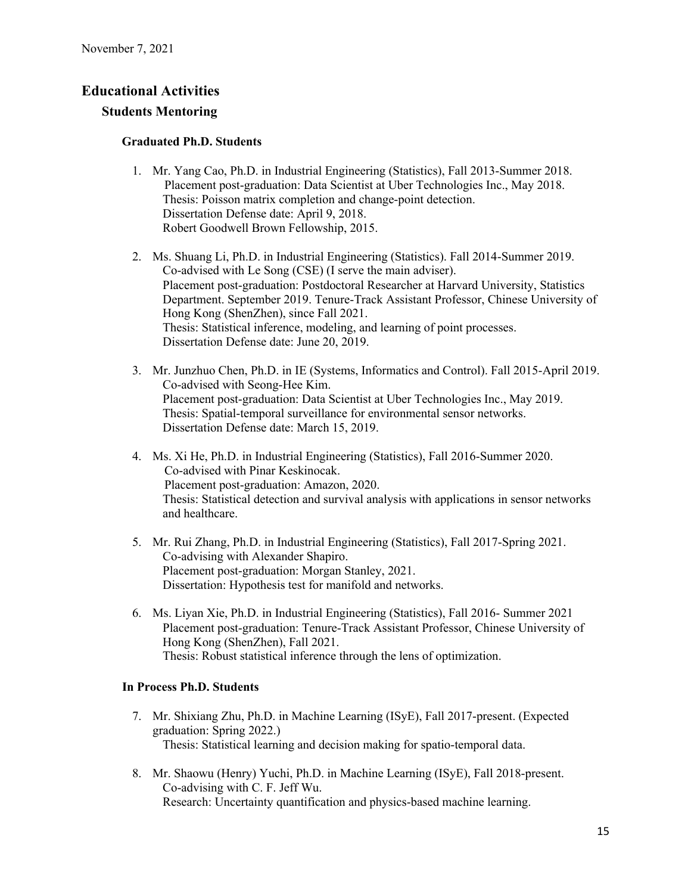# Educational Activities

## Students Mentoring

### Graduated Ph.D. Students

1. Mr. Yang Cao, Ph.D. in Industrial Engineering (Statistics), Fall 2013-Summer 2018.
   Placement post-graduation: Data Scientist at Uber Technologies Inc., May 2018.
   Thesis: Poisson matrix completion and change-point detection.
   Dissertation Defense date: April 9, 2018.
   Robert Goodwell Brown Fellowship, 2015.

2. Ms. Shuang Li, Ph.D. in Industrial Engineering (Statistics). Fall 2014-Summer 2019.
   Co-advised with Le Song (CSE) (I serve the main adviser).
   Placement post-graduation: Postdoctoral Researcher at Harvard University, Statistics Department. September 2019. Tenure-Track Assistant Professor, Chinese University of Hong Kong (ShenZhen), since Fall 2021.
   Thesis: Statistical inference, modeling, and learning of point processes.
   Dissertation Defense date: June 20, 2019.

3. Mr. Junzhuo Chen, Ph.D. in IE (Systems, Informatics and Control). Fall 2015-April 2019.
   Co-advised with Seong-Hee Kim.
   Placement post-graduation: Data Scientist at Uber Technologies Inc., May 2019.
   Thesis: Spatial-temporal surveillance for environmental sensor networks.
   Dissertation Defense date: March 15, 2019.

4. Ms. Xi He, Ph.D. in Industrial Engineering (Statistics), Fall 2016-Summer 2020.
   Co-advised with Pinar Keskinocak.
   Placement post-graduation: Amazon, 2020.
   Thesis: Statistical detection and survival analysis with applications in sensor networks and healthcare.

5. Mr. Rui Zhang, Ph.D. in Industrial Engineering (Statistics), Fall 2017-Spring 2021.
   Co-advising with Alexander Shapiro.
   Placement post-graduation: Morgan Stanley, 2021.
   Dissertation: Hypothesis test for manifold and networks.

6. Ms. Liyan Xie, Ph.D. in Industrial Engineering (Statistics), Fall 2016- Summer 2021
   Placement post-graduation: Tenure-Track Assistant Professor, Chinese University of Hong Kong (ShenZhen), Fall 2021.
   Thesis: Robust statistical inference through the lens of optimization.

### In Process Ph.D. Students

7. Mr. Shixiang Zhu, Ph.D. in Machine Learning (ISyE), Fall 2017-present. (Expected graduation: Spring 2022.)
   Thesis: Statistical learning and decision making for spatio-temporal data.

8. Mr. Shaowu (Henry) Yuchi, Ph.D. in Machine Learning (ISyE), Fall 2018-present.
   Co-advising with C. F. Jeff Wu.
   Research: Uncertainty quantification and physics-based machine learning.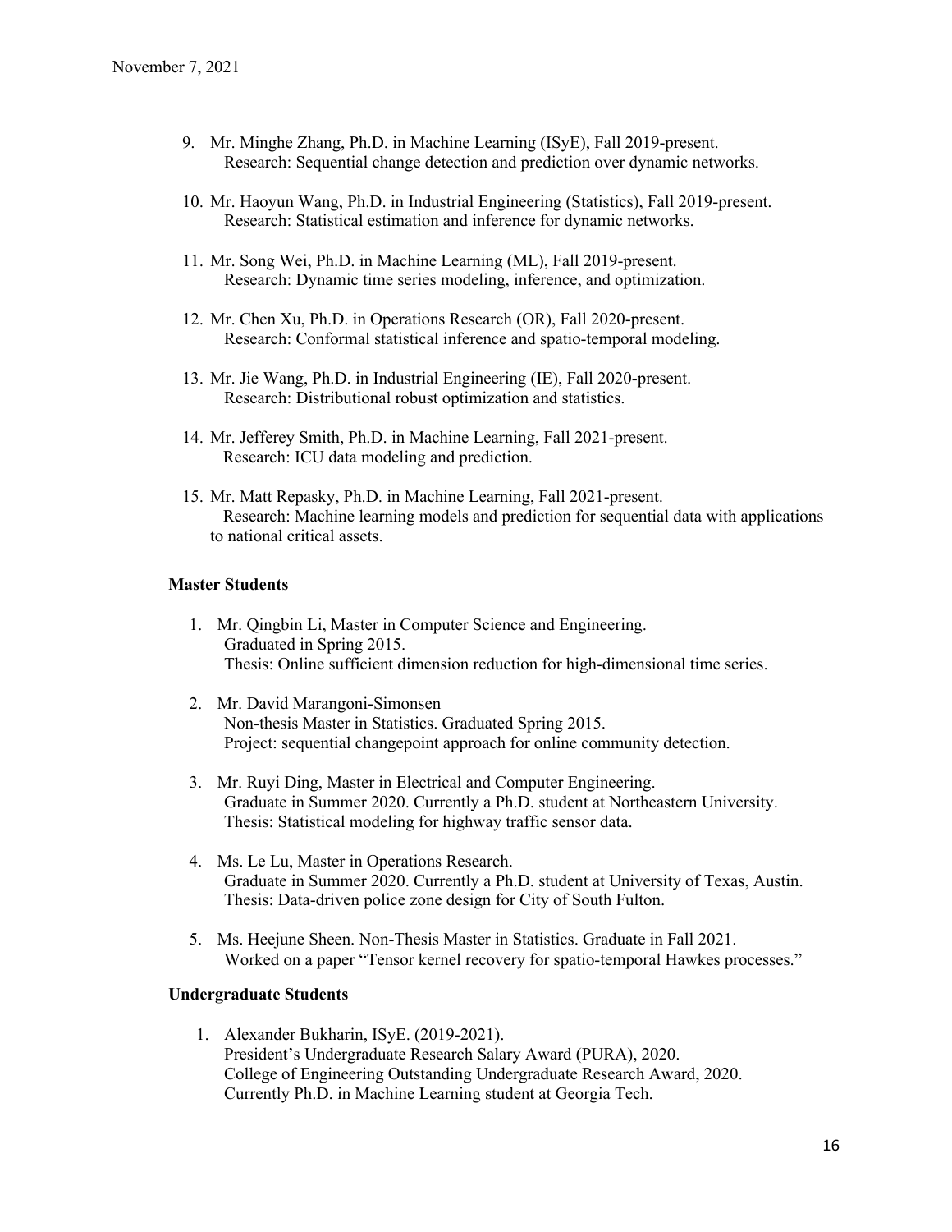9. Mr. Minghe Zhang, Ph.D. in Machine Learning (ISyE), Fall 2019-present.
   Research: Sequential change detection and prediction over dynamic networks.

10. Mr. Haoyun Wang, Ph.D. in Industrial Engineering (Statistics), Fall 2019-present.
    Research: Statistical estimation and inference for dynamic networks.

11. Mr. Song Wei, Ph.D. in Machine Learning (ML), Fall 2019-present.
    Research: Dynamic time series modeling, inference, and optimization.

12. Mr. Chen Xu, Ph.D. in Operations Research (OR), Fall 2020-present.
    Research: Conformal statistical inference and spatio-temporal modeling.

13. Mr. Jie Wang, Ph.D. in Industrial Engineering (IE), Fall 2020-present.
    Research: Distributional robust optimization and statistics.

14. Mr. Jefferey Smith, Ph.D. in Machine Learning, Fall 2021-present.
    Research: ICU data modeling and prediction.

15. Mr. Matt Repasky, Ph.D. in Machine Learning, Fall 2021-present.
    Research: Machine learning models and prediction for sequential data with applications to national critical assets.

### Master Students

1. Mr. Qingbin Li, Master in Computer Science and Engineering.
   Graduated in Spring 2015.
   Thesis: Online sufficient dimension reduction for high-dimensional time series.

2. Mr. David Marangoni-Simonsen
   Non-thesis Master in Statistics. Graduated Spring 2015.
   Project: sequential changepoint approach for online community detection.

3. Mr. Ruyi Ding, Master in Electrical and Computer Engineering.
   Graduate in Summer 2020. Currently a Ph.D. student at Northeastern University.
   Thesis: Statistical modeling for highway traffic sensor data.

4. Ms. Le Lu, Master in Operations Research.
   Graduate in Summer 2020. Currently a Ph.D. student at University of Texas, Austin.
   Thesis: Data-driven police zone design for City of South Fulton.

5. Ms. Heejune Sheen. Non-Thesis Master in Statistics. Graduate in Fall 2021.
   Worked on a paper "Tensor kernel recovery for spatio-temporal Hawkes processes."

### Undergraduate Students

1. Alexander Bukharin, ISyE. (2019-2021).
   President's Undergraduate Research Salary Award (PURA), 2020.
   College of Engineering Outstanding Undergraduate Research Award, 2020.
   Currently Ph.D. in Machine Learning student at Georgia Tech.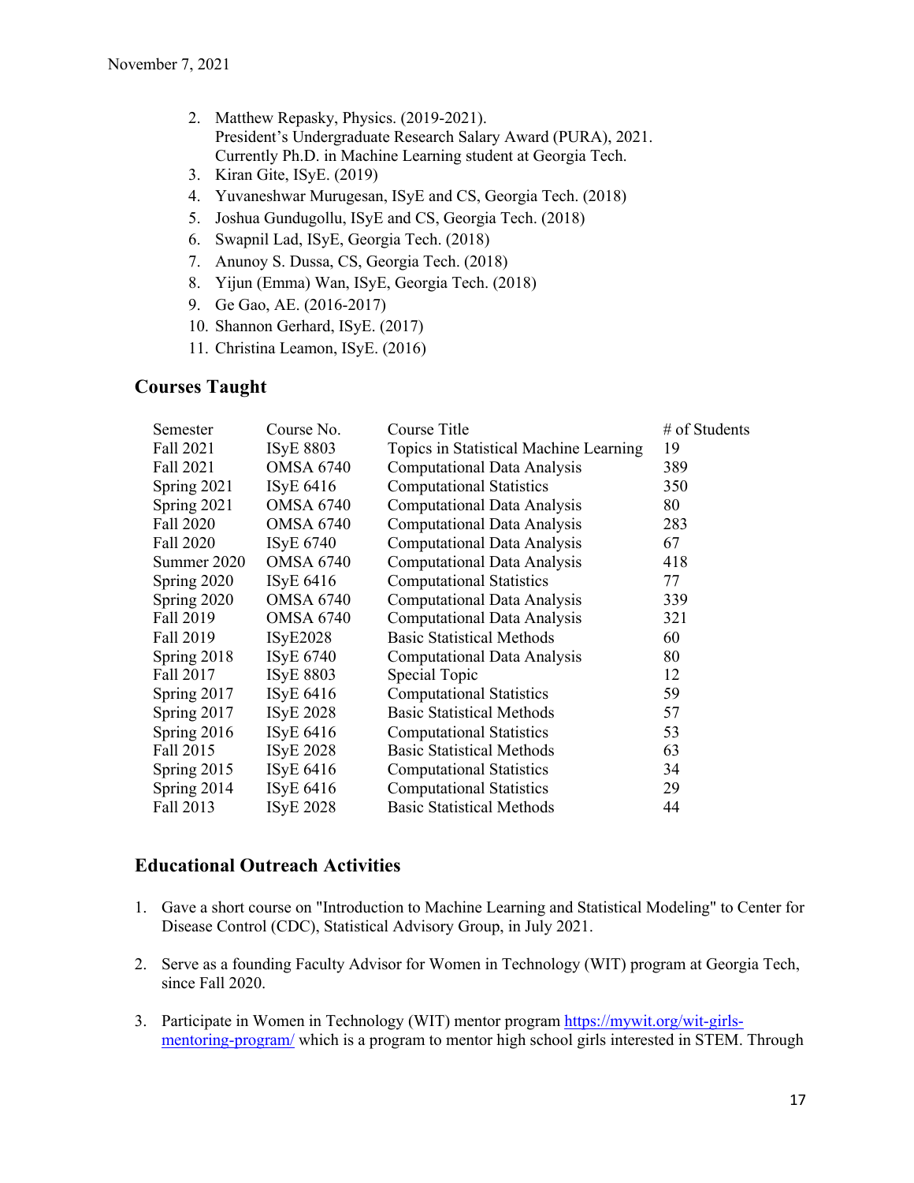2. Matthew Repasky, Physics. (2019-2021).
   President's Undergraduate Research Salary Award (PURA), 2021.
   Currently Ph.D. in Machine Learning student at Georgia Tech.
3. Kiran Gite, ISyE. (2019)
4. Yuvaneshwar Murugesan, ISyE and CS, Georgia Tech. (2018)
5. Joshua Gundugollu, ISyE and CS, Georgia Tech. (2018)
6. Swapnil Lad, ISyE, Georgia Tech. (2018)
7. Anunoy S. Dussa, CS, Georgia Tech. (2018)
8. Yijun (Emma) Wan, ISyE, Georgia Tech. (2018)
9. Ge Gao, AE. (2016-2017)
10. Shannon Gerhard, ISyE. (2017)
11. Christina Leamon, ISyE. (2016)

## Courses Taught

| Semester | Course No. | Course Title | # of Students |
|---|---|---|---|
| Fall 2021 | ISyE 8803 | Topics in Statistical Machine Learning | 19 |
| Fall 2021 | OMSA 6740 | Computational Data Analysis | 389 |
| Spring 2021 | ISyE 6416 | Computational Statistics | 350 |
| Spring 2021 | OMSA 6740 | Computational Data Analysis | 80 |
| Fall 2020 | OMSA 6740 | Computational Data Analysis | 283 |
| Fall 2020 | ISyE 6740 | Computational Data Analysis | 67 |
| Summer 2020 | OMSA 6740 | Computational Data Analysis | 418 |
| Spring 2020 | ISyE 6416 | Computational Statistics | 77 |
| Spring 2020 | OMSA 6740 | Computational Data Analysis | 339 |
| Fall 2019 | OMSA 6740 | Computational Data Analysis | 321 |
| Fall 2019 | ISyE2028 | Basic Statistical Methods | 60 |
| Spring 2018 | ISyE 6740 | Computational Data Analysis | 80 |
| Fall 2017 | ISyE 8803 | Special Topic | 12 |
| Spring 2017 | ISyE 6416 | Computational Statistics | 59 |
| Spring 2017 | ISyE 2028 | Basic Statistical Methods | 57 |
| Spring 2016 | ISyE 6416 | Computational Statistics | 53 |
| Fall 2015 | ISyE 2028 | Basic Statistical Methods | 63 |
| Spring 2015 | ISyE 6416 | Computational Statistics | 34 |
| Spring 2014 | ISyE 6416 | Computational Statistics | 29 |
| Fall 2013 | ISyE 2028 | Basic Statistical Methods | 44 |

## Educational Outreach Activities

1. Gave a short course on "Introduction to Machine Learning and Statistical Modeling" to Center for Disease Control (CDC), Statistical Advisory Group, in July 2021.

2. Serve as a founding Faculty Advisor for Women in Technology (WIT) program at Georgia Tech, since Fall 2020.

3. Participate in Women in Technology (WIT) mentor program https://mywit.org/wit-girls-mentoring-program/ which is a program to mentor high school girls interested in STEM. Through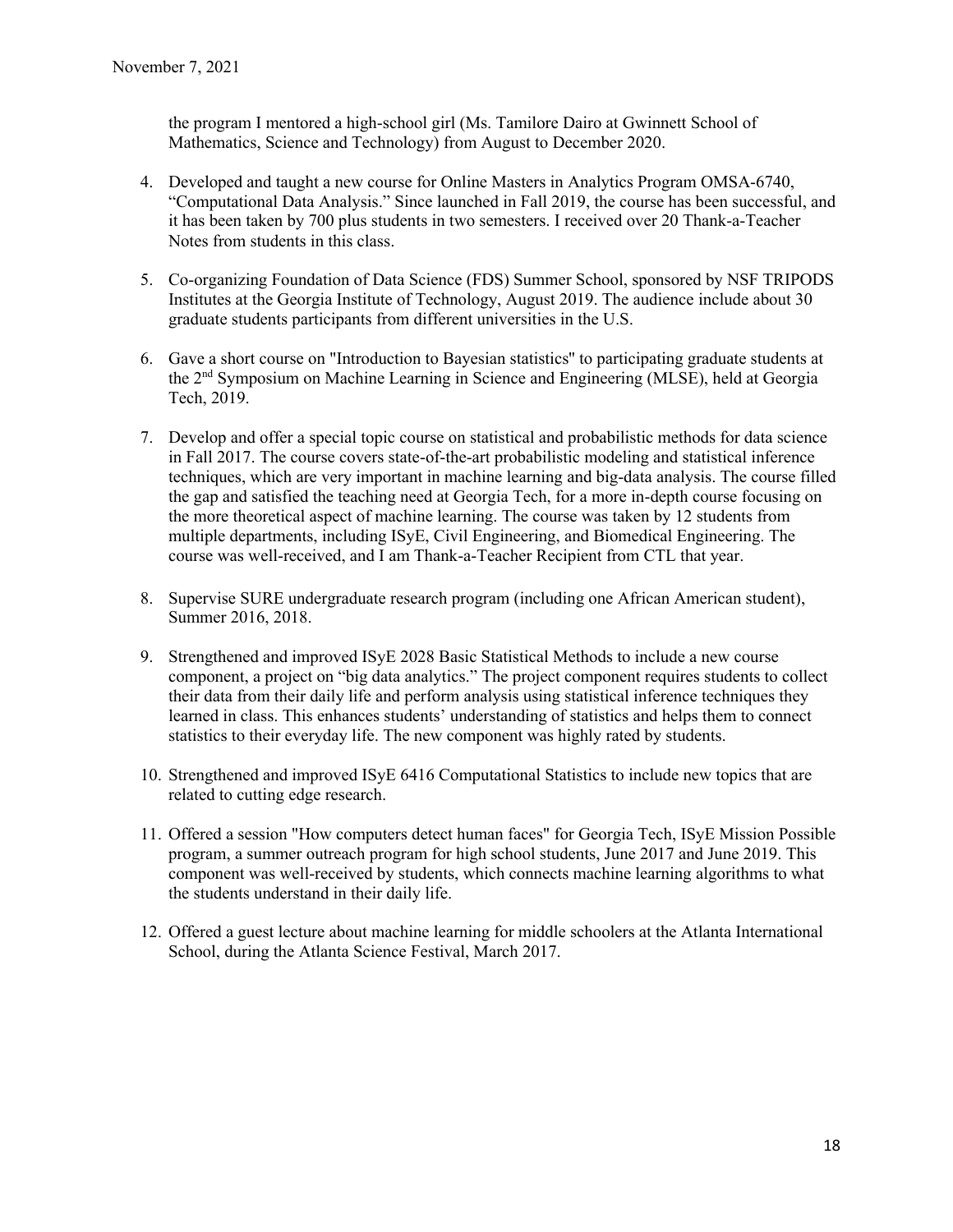the program I mentored a high-school girl (Ms. Tamilore Dairo at Gwinnett School of Mathematics, Science and Technology) from August to December 2020.

4. Developed and taught a new course for Online Masters in Analytics Program OMSA-6740, "Computational Data Analysis." Since launched in Fall 2019, the course has been successful, and it has been taken by 700 plus students in two semesters. I received over 20 Thank-a-Teacher Notes from students in this class.

5. Co-organizing Foundation of Data Science (FDS) Summer School, sponsored by NSF TRIPODS Institutes at the Georgia Institute of Technology, August 2019. The audience include about 30 graduate students participants from different universities in the U.S.

6. Gave a short course on "Introduction to Bayesian statistics" to participating graduate students at the 2nd Symposium on Machine Learning in Science and Engineering (MLSE), held at Georgia Tech, 2019.

7. Develop and offer a special topic course on statistical and probabilistic methods for data science in Fall 2017. The course covers state-of-the-art probabilistic modeling and statistical inference techniques, which are very important in machine learning and big-data analysis. The course filled the gap and satisfied the teaching need at Georgia Tech, for a more in-depth course focusing on the more theoretical aspect of machine learning. The course was taken by 12 students from multiple departments, including ISyE, Civil Engineering, and Biomedical Engineering. The course was well-received, and I am Thank-a-Teacher Recipient from CTL that year.

8. Supervise SURE undergraduate research program (including one African American student), Summer 2016, 2018.

9. Strengthened and improved ISyE 2028 Basic Statistical Methods to include a new course component, a project on "big data analytics." The project component requires students to collect their data from their daily life and perform analysis using statistical inference techniques they learned in class. This enhances students' understanding of statistics and helps them to connect statistics to their everyday life. The new component was highly rated by students.

10. Strengthened and improved ISyE 6416 Computational Statistics to include new topics that are related to cutting edge research.

11. Offered a session "How computers detect human faces" for Georgia Tech, ISyE Mission Possible program, a summer outreach program for high school students, June 2017 and June 2019. This component was well-received by students, which connects machine learning algorithms to what the students understand in their daily life.

12. Offered a guest lecture about machine learning for middle schoolers at the Atlanta International School, during the Atlanta Science Festival, March 2017.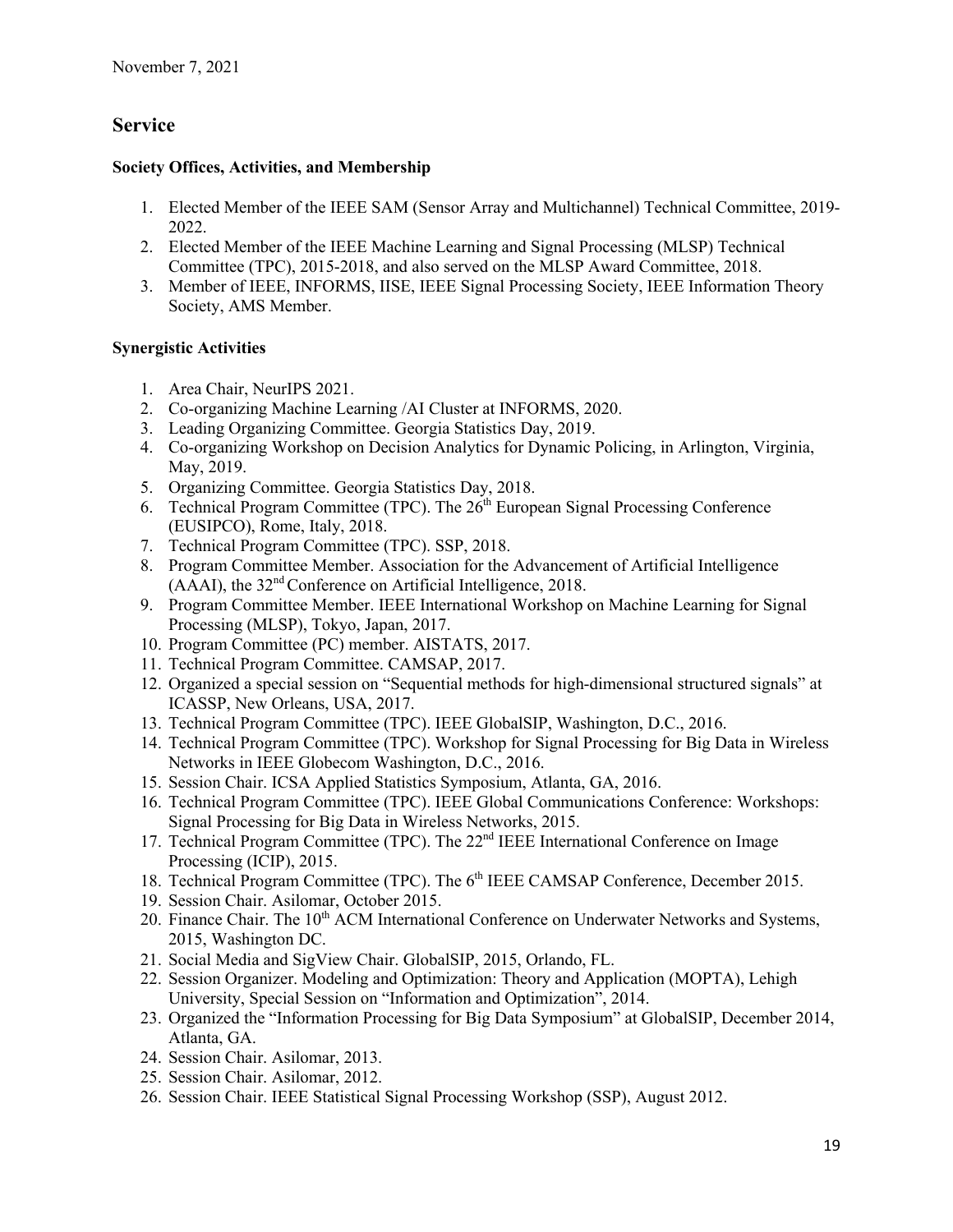November 7, 2021

## Service

### Society Offices, Activities, and Membership

1. Elected Member of the IEEE SAM (Sensor Array and Multichannel) Technical Committee, 2019-2022.
2. Elected Member of the IEEE Machine Learning and Signal Processing (MLSP) Technical Committee (TPC), 2015-2018, and also served on the MLSP Award Committee, 2018.
3. Member of IEEE, INFORMS, IISE, IEEE Signal Processing Society, IEEE Information Theory Society, AMS Member.

### Synergistic Activities

1. Area Chair, NeurIPS 2021.
2. Co-organizing Machine Learning /AI Cluster at INFORMS, 2020.
3. Leading Organizing Committee. Georgia Statistics Day, 2019.
4. Co-organizing Workshop on Decision Analytics for Dynamic Policing, in Arlington, Virginia, May, 2019.
5. Organizing Committee. Georgia Statistics Day, 2018.
6. Technical Program Committee (TPC). The 26th European Signal Processing Conference (EUSIPCO), Rome, Italy, 2018.
7. Technical Program Committee (TPC). SSP, 2018.
8. Program Committee Member. Association for the Advancement of Artificial Intelligence (AAAI), the 32nd Conference on Artificial Intelligence, 2018.
9. Program Committee Member. IEEE International Workshop on Machine Learning for Signal Processing (MLSP), Tokyo, Japan, 2017.
10. Program Committee (PC) member. AISTATS, 2017.
11. Technical Program Committee. CAMSAP, 2017.
12. Organized a special session on "Sequential methods for high-dimensional structured signals" at ICASSP, New Orleans, USA, 2017.
13. Technical Program Committee (TPC). IEEE GlobalSIP, Washington, D.C., 2016.
14. Technical Program Committee (TPC). Workshop for Signal Processing for Big Data in Wireless Networks in IEEE Globecom Washington, D.C., 2016.
15. Session Chair. ICSA Applied Statistics Symposium, Atlanta, GA, 2016.
16. Technical Program Committee (TPC). IEEE Global Communications Conference: Workshops: Signal Processing for Big Data in Wireless Networks, 2015.
17. Technical Program Committee (TPC). The 22nd IEEE International Conference on Image Processing (ICIP), 2015.
18. Technical Program Committee (TPC). The 6th IEEE CAMSAP Conference, December 2015.
19. Session Chair. Asilomar, October 2015.
20. Finance Chair. The 10th ACM International Conference on Underwater Networks and Systems, 2015, Washington DC.
21. Social Media and SigView Chair. GlobalSIP, 2015, Orlando, FL.
22. Session Organizer. Modeling and Optimization: Theory and Application (MOPTA), Lehigh University, Special Session on "Information and Optimization", 2014.
23. Organized the "Information Processing for Big Data Symposium" at GlobalSIP, December 2014, Atlanta, GA.
24. Session Chair. Asilomar, 2013.
25. Session Chair. Asilomar, 2012.
26. Session Chair. IEEE Statistical Signal Processing Workshop (SSP), August 2012.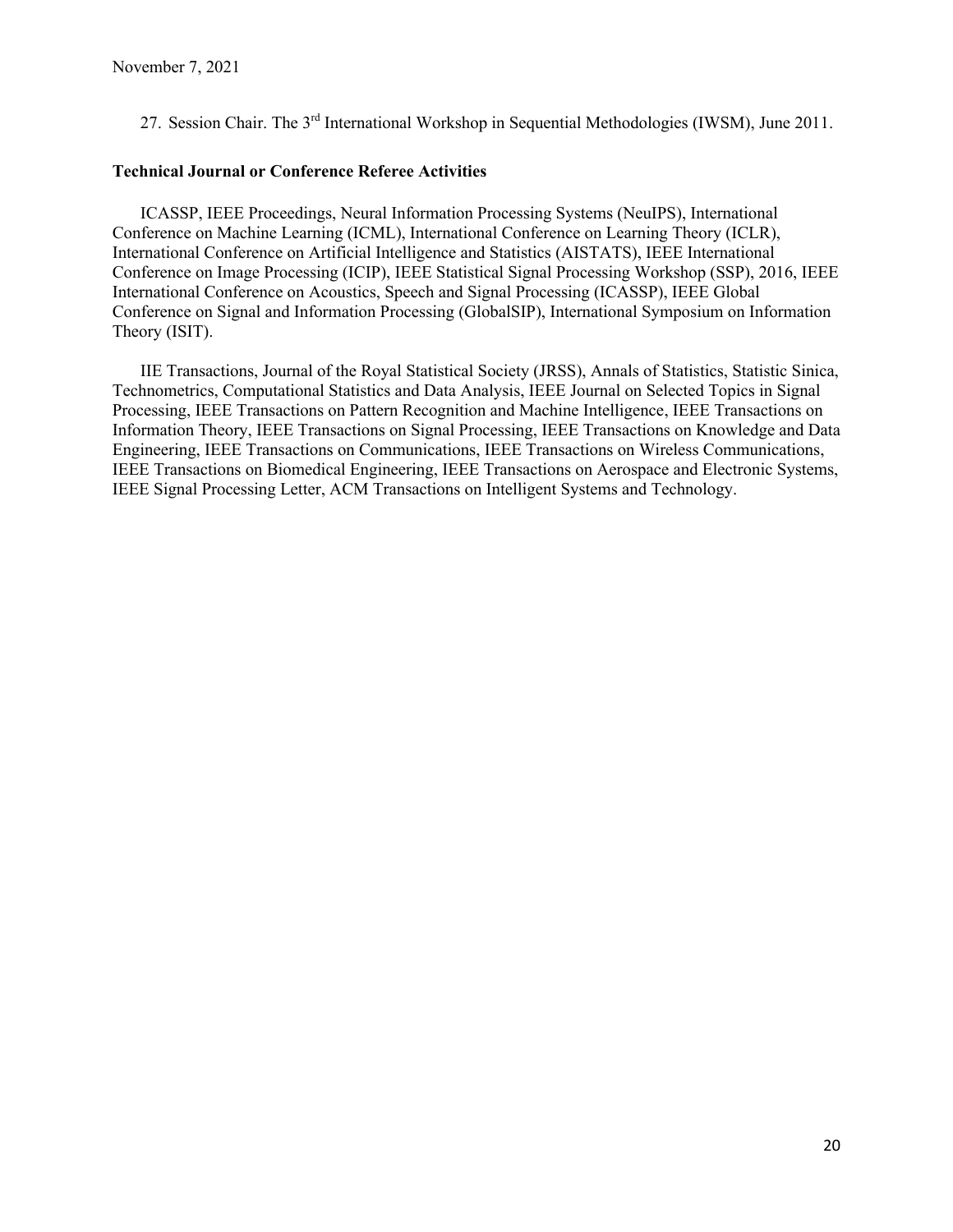27. Session Chair. The 3rd International Workshop in Sequential Methodologies (IWSM), June 2011.

**Technical Journal or Conference Referee Activities**

ICASSP, IEEE Proceedings, Neural Information Processing Systems (NeuIPS), International Conference on Machine Learning (ICML), International Conference on Learning Theory (ICLR), International Conference on Artificial Intelligence and Statistics (AISTATS), IEEE International Conference on Image Processing (ICIP), IEEE Statistical Signal Processing Workshop (SSP), 2016, IEEE International Conference on Acoustics, Speech and Signal Processing (ICASSP), IEEE Global Conference on Signal and Information Processing (GlobalSIP), International Symposium on Information Theory (ISIT).

IIE Transactions, Journal of the Royal Statistical Society (JRSS), Annals of Statistics, Statistic Sinica, Technometrics, Computational Statistics and Data Analysis, IEEE Journal on Selected Topics in Signal Processing, IEEE Transactions on Pattern Recognition and Machine Intelligence, IEEE Transactions on Information Theory, IEEE Transactions on Signal Processing, IEEE Transactions on Knowledge and Data Engineering, IEEE Transactions on Communications, IEEE Transactions on Wireless Communications, IEEE Transactions on Biomedical Engineering, IEEE Transactions on Aerospace and Electronic Systems, IEEE Signal Processing Letter, ACM Transactions on Intelligent Systems and Technology.